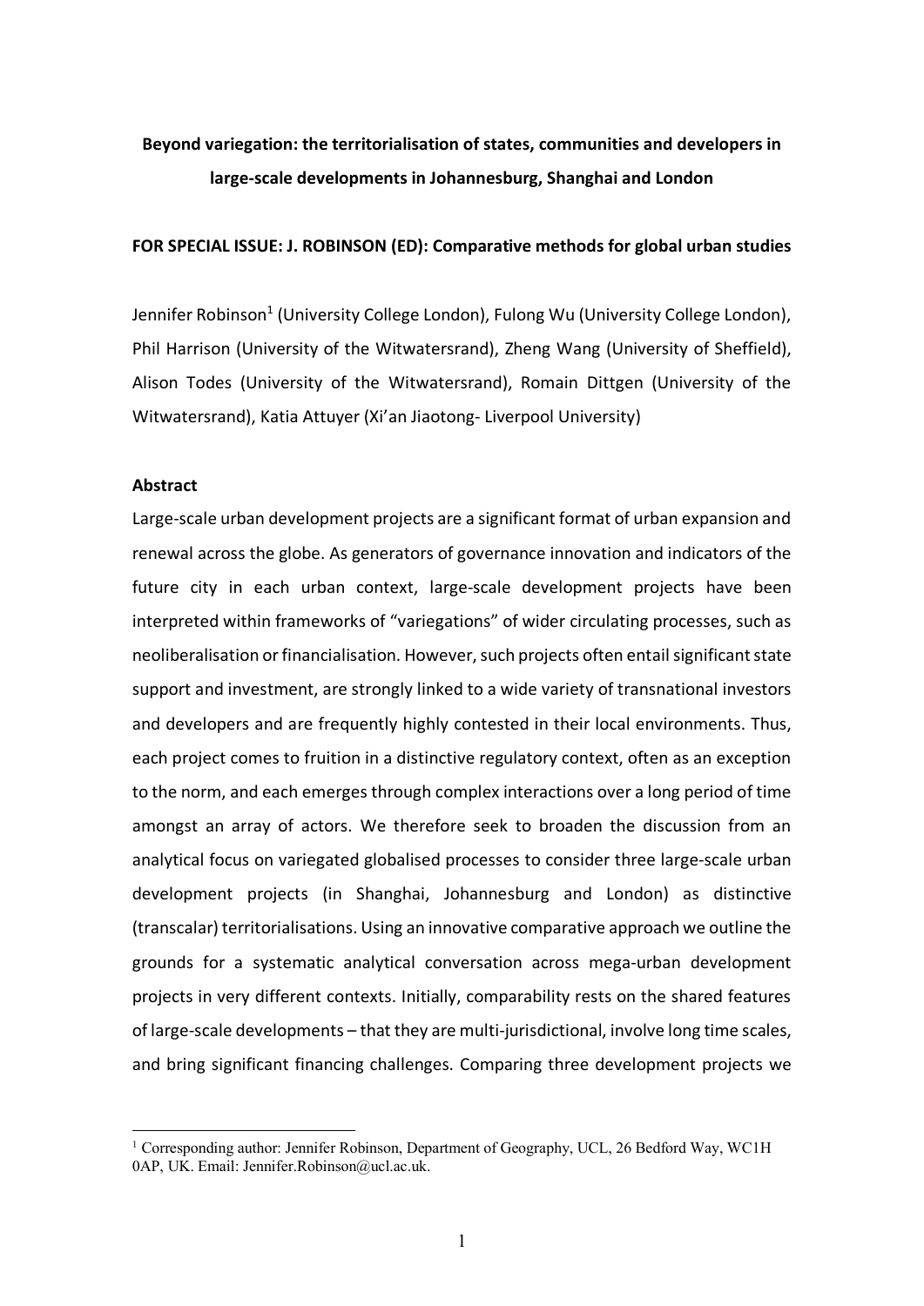# Beyond variegation: the territorialisation of states, communities and developers in large-scale developments in Johannesburg, Shanghai and London

**FOR SPECIAL ISSUE: J. ROBINSON (ED): Comparative methods for global urban studies**

Jennifer Robinson[1] (University College London), Fulong Wu (University College London), Phil Harrison (University of the Witwatersrand), Zheng Wang (University of Sheffield), Alison Todes (University of the Witwatersrand), Romain Dittgen (University of the Witwatersrand), Katia Attuyer (Xi'an Jiaotong- Liverpool University)

## Abstract

Large-scale urban development projects are a significant format of urban expansion and renewal across the globe. As generators of governance innovation and indicators of the future city in each urban context, large-scale development projects have been interpreted within frameworks of "variegations" of wider circulating processes, such as neoliberalisation or financialisation. However, such projects often entail significant state support and investment, are strongly linked to a wide variety of transnational investors and developers and are frequently highly contested in their local environments. Thus, each project comes to fruition in a distinctive regulatory context, often as an exception to the norm, and each emerges through complex interactions over a long period of time amongst an array of actors. We therefore seek to broaden the discussion from an analytical focus on variegated globalised processes to consider three large-scale urban development projects (in Shanghai, Johannesburg and London) as distinctive (transcalar) territorialisations. Using an innovative comparative approach we outline the grounds for a systematic analytical conversation across mega-urban development projects in very different contexts. Initially, comparability rests on the shared features of large-scale developments – that they are multi-jurisdictional, involve long time scales, and bring significant financing challenges. Comparing three development projects we

[1] Corresponding author: Jennifer Robinson, Department of Geography, UCL, 26 Bedford Way, WC1H 0AP, UK. Email: Jennifer.Robinson@ucl.ac.uk.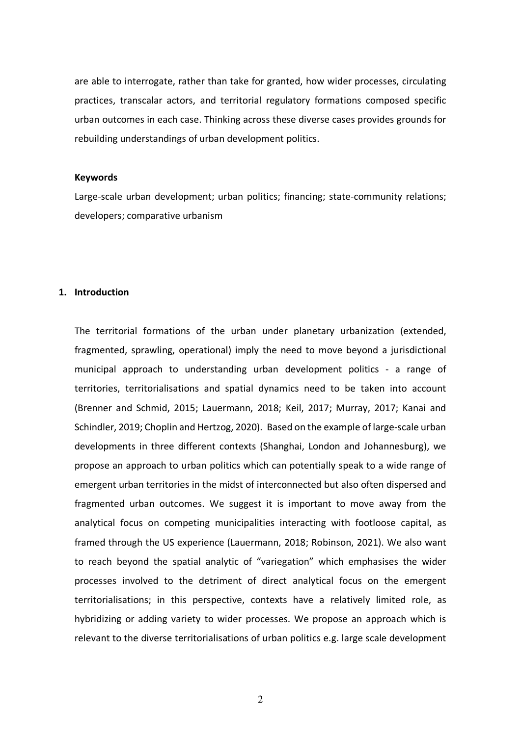are able to interrogate, rather than take for granted, how wider processes, circulating practices, transcalar actors, and territorial regulatory formations composed specific urban outcomes in each case. Thinking across these diverse cases provides grounds for rebuilding understandings of urban development politics.

**Keywords**

Large-scale urban development; urban politics; financing; state-community relations; developers; comparative urbanism

## 1. Introduction

The territorial formations of the urban under planetary urbanization (extended, fragmented, sprawling, operational) imply the need to move beyond a jurisdictional municipal approach to understanding urban development politics - a range of territories, territorialisations and spatial dynamics need to be taken into account (Brenner and Schmid, 2015; Lauermann, 2018; Keil, 2017; Murray, 2017; Kanai and Schindler, 2019; Choplin and Hertzog, 2020). Based on the example of large-scale urban developments in three different contexts (Shanghai, London and Johannesburg), we propose an approach to urban politics which can potentially speak to a wide range of emergent urban territories in the midst of interconnected but also often dispersed and fragmented urban outcomes. We suggest it is important to move away from the analytical focus on competing municipalities interacting with footloose capital, as framed through the US experience (Lauermann, 2018; Robinson, 2021). We also want to reach beyond the spatial analytic of "variegation" which emphasises the wider processes involved to the detriment of direct analytical focus on the emergent territorialisations; in this perspective, contexts have a relatively limited role, as hybridizing or adding variety to wider processes. We propose an approach which is relevant to the diverse territorialisations of urban politics e.g. large scale development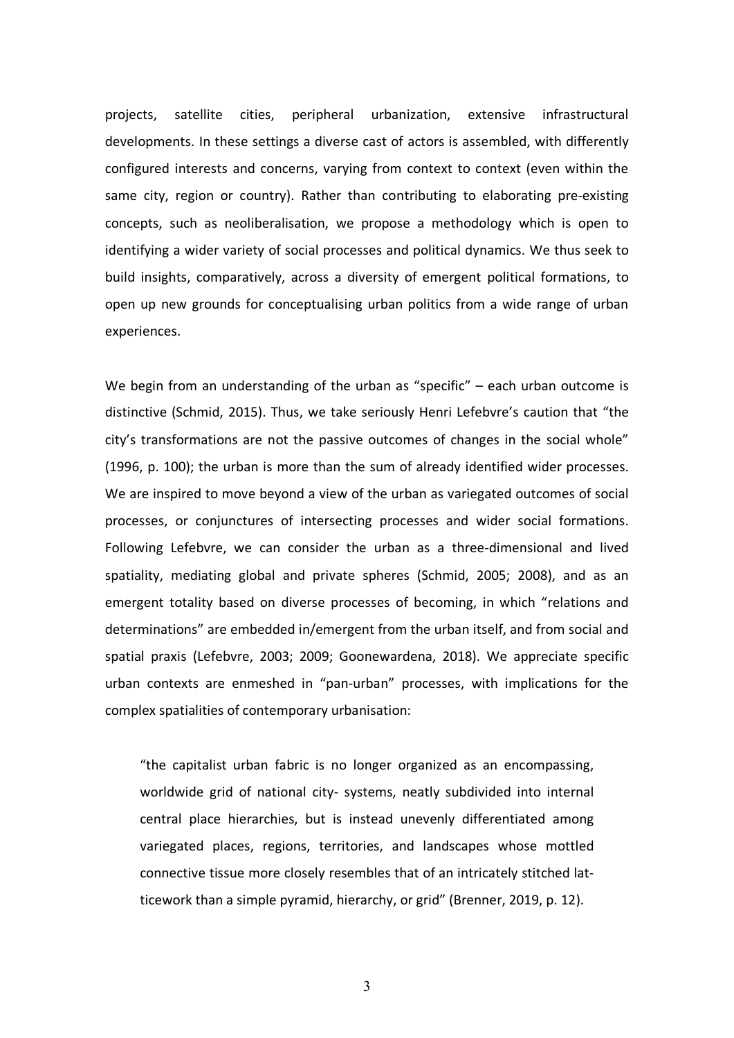projects, satellite cities, peripheral urbanization, extensive infrastructural developments. In these settings a diverse cast of actors is assembled, with differently configured interests and concerns, varying from context to context (even within the same city, region or country). Rather than contributing to elaborating pre-existing concepts, such as neoliberalisation, we propose a methodology which is open to identifying a wider variety of social processes and political dynamics. We thus seek to build insights, comparatively, across a diversity of emergent political formations, to open up new grounds for conceptualising urban politics from a wide range of urban experiences.

We begin from an understanding of the urban as "specific" – each urban outcome is distinctive (Schmid, 2015). Thus, we take seriously Henri Lefebvre's caution that "the city's transformations are not the passive outcomes of changes in the social whole" (1996, p. 100); the urban is more than the sum of already identified wider processes. We are inspired to move beyond a view of the urban as variegated outcomes of social processes, or conjunctures of intersecting processes and wider social formations. Following Lefebvre, we can consider the urban as a three-dimensional and lived spatiality, mediating global and private spheres (Schmid, 2005; 2008), and as an emergent totality based on diverse processes of becoming, in which "relations and determinations" are embedded in/emergent from the urban itself, and from social and spatial praxis (Lefebvre, 2003; 2009; Goonewardena, 2018). We appreciate specific urban contexts are enmeshed in "pan-urban" processes, with implications for the complex spatialities of contemporary urbanisation:

> "the capitalist urban fabric is no longer organized as an encompassing, worldwide grid of national city- systems, neatly subdivided into internal central place hierarchies, but is instead unevenly differentiated among variegated places, regions, territories, and landscapes whose mottled connective tissue more closely resembles that of an intricately stitched lat-ticework than a simple pyramid, hierarchy, or grid" (Brenner, 2019, p. 12).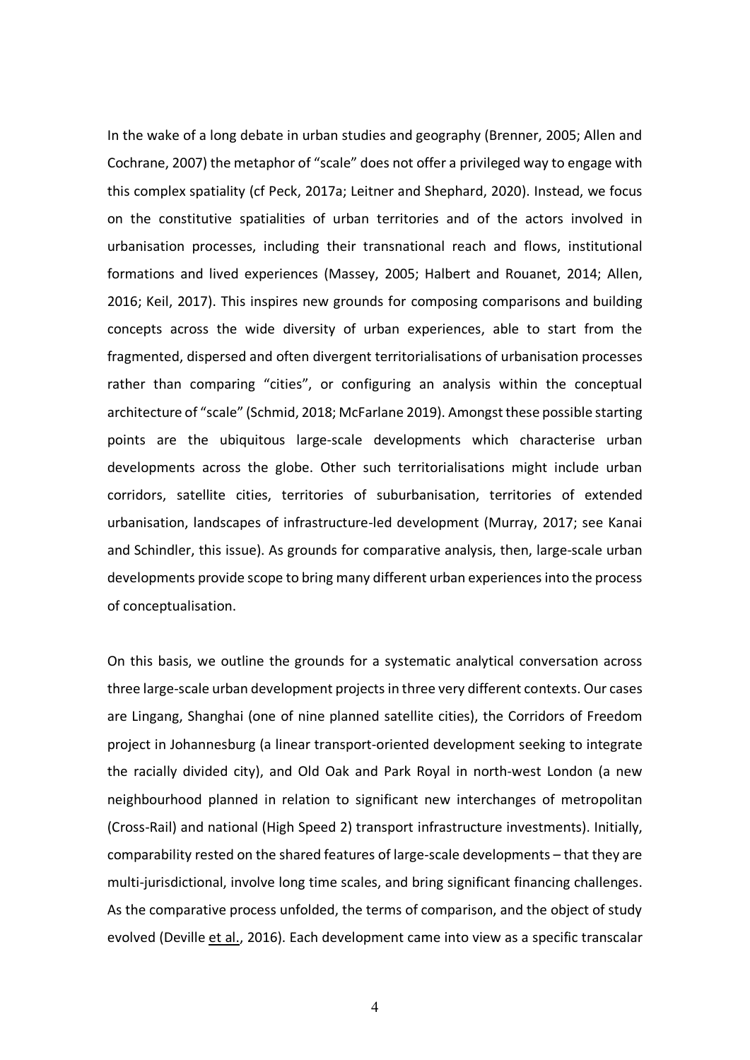In the wake of a long debate in urban studies and geography (Brenner, 2005; Allen and Cochrane, 2007) the metaphor of "scale" does not offer a privileged way to engage with this complex spatiality (cf Peck, 2017a; Leitner and Shephard, 2020). Instead, we focus on the constitutive spatialities of urban territories and of the actors involved in urbanisation processes, including their transnational reach and flows, institutional formations and lived experiences (Massey, 2005; Halbert and Rouanet, 2014; Allen, 2016; Keil, 2017). This inspires new grounds for composing comparisons and building concepts across the wide diversity of urban experiences, able to start from the fragmented, dispersed and often divergent territorialisations of urbanisation processes rather than comparing "cities", or configuring an analysis within the conceptual architecture of "scale" (Schmid, 2018; McFarlane 2019). Amongst these possible starting points are the ubiquitous large-scale developments which characterise urban developments across the globe. Other such territorialisations might include urban corridors, satellite cities, territories of suburbanisation, territories of extended urbanisation, landscapes of infrastructure-led development (Murray, 2017; see Kanai and Schindler, this issue). As grounds for comparative analysis, then, large-scale urban developments provide scope to bring many different urban experiences into the process of conceptualisation.

On this basis, we outline the grounds for a systematic analytical conversation across three large-scale urban development projects in three very different contexts. Our cases are Lingang, Shanghai (one of nine planned satellite cities), the Corridors of Freedom project in Johannesburg (a linear transport-oriented development seeking to integrate the racially divided city), and Old Oak and Park Royal in north-west London (a new neighbourhood planned in relation to significant new interchanges of metropolitan (Cross-Rail) and national (High Speed 2) transport infrastructure investments). Initially, comparability rested on the shared features of large-scale developments – that they are multi-jurisdictional, involve long time scales, and bring significant financing challenges. As the comparative process unfolded, the terms of comparison, and the object of study evolved (Deville et al., 2016). Each development came into view as a specific transcalar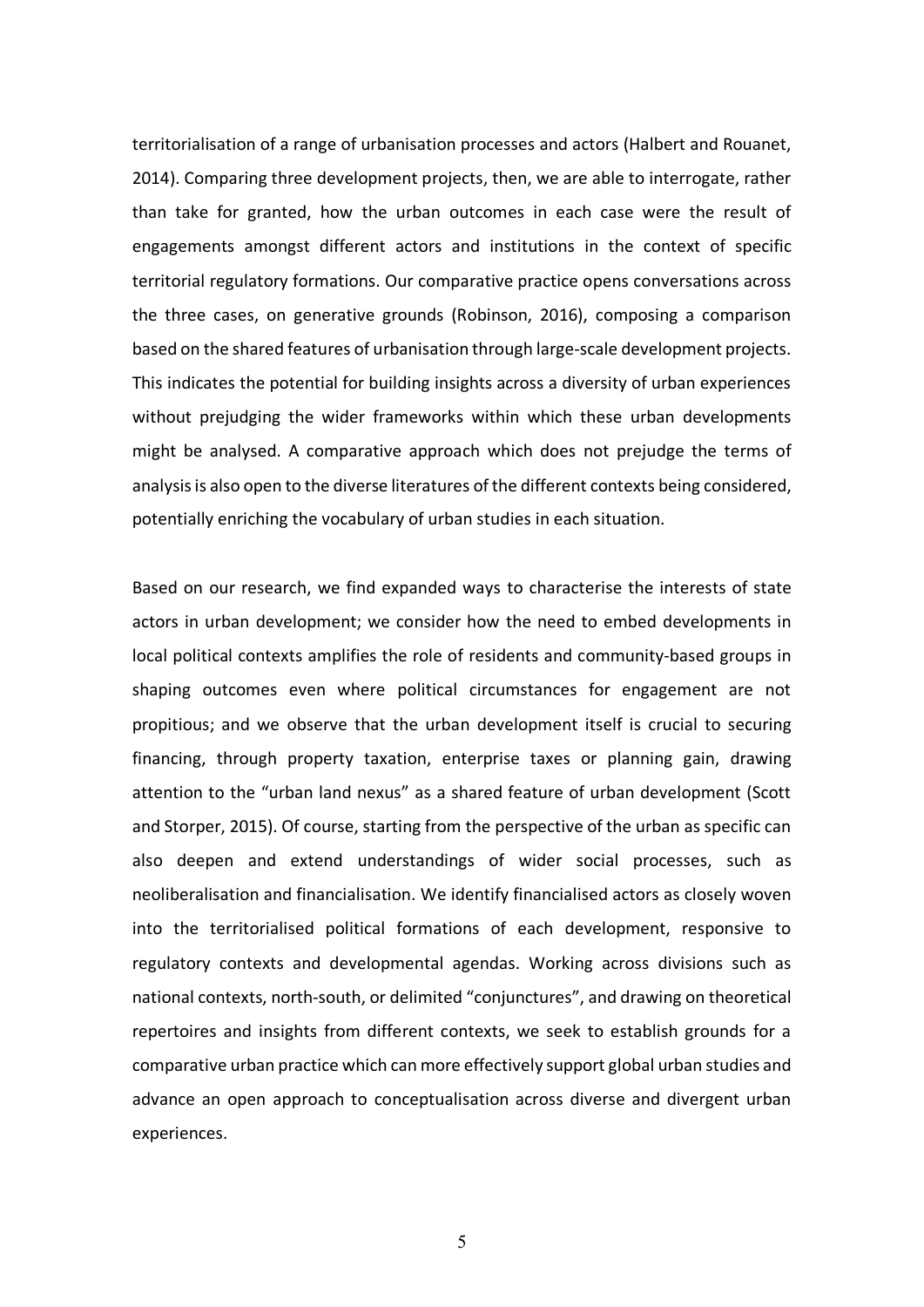territorialisation of a range of urbanisation processes and actors (Halbert and Rouanet, 2014). Comparing three development projects, then, we are able to interrogate, rather than take for granted, how the urban outcomes in each case were the result of engagements amongst different actors and institutions in the context of specific territorial regulatory formations. Our comparative practice opens conversations across the three cases, on generative grounds (Robinson, 2016), composing a comparison based on the shared features of urbanisation through large-scale development projects. This indicates the potential for building insights across a diversity of urban experiences without prejudging the wider frameworks within which these urban developments might be analysed. A comparative approach which does not prejudge the terms of analysis is also open to the diverse literatures of the different contexts being considered, potentially enriching the vocabulary of urban studies in each situation.

Based on our research, we find expanded ways to characterise the interests of state actors in urban development; we consider how the need to embed developments in local political contexts amplifies the role of residents and community-based groups in shaping outcomes even where political circumstances for engagement are not propitious; and we observe that the urban development itself is crucial to securing financing, through property taxation, enterprise taxes or planning gain, drawing attention to the "urban land nexus" as a shared feature of urban development (Scott and Storper, 2015). Of course, starting from the perspective of the urban as specific can also deepen and extend understandings of wider social processes, such as neoliberalisation and financialisation. We identify financialised actors as closely woven into the territorialised political formations of each development, responsive to regulatory contexts and developmental agendas. Working across divisions such as national contexts, north-south, or delimited "conjunctures", and drawing on theoretical repertoires and insights from different contexts, we seek to establish grounds for a comparative urban practice which can more effectively support global urban studies and advance an open approach to conceptualisation across diverse and divergent urban experiences.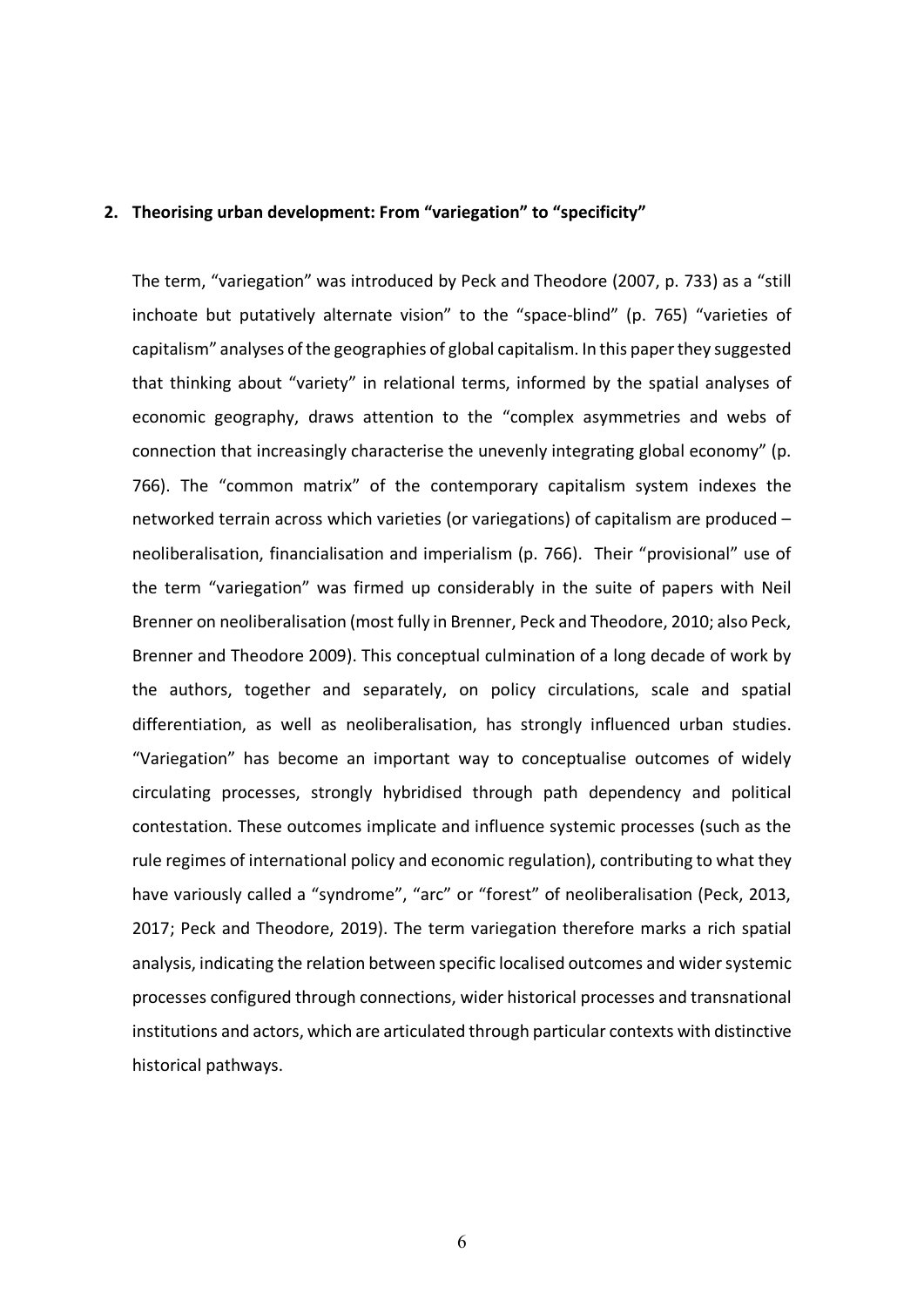## 2. Theorising urban development: From "variegation" to "specificity"

The term, "variegation" was introduced by Peck and Theodore (2007, p. 733) as a "still inchoate but putatively alternate vision" to the "space-blind" (p. 765) "varieties of capitalism" analyses of the geographies of global capitalism. In this paper they suggested that thinking about "variety" in relational terms, informed by the spatial analyses of economic geography, draws attention to the "complex asymmetries and webs of connection that increasingly characterise the unevenly integrating global economy" (p. 766). The "common matrix" of the contemporary capitalism system indexes the networked terrain across which varieties (or variegations) of capitalism are produced – neoliberalisation, financialisation and imperialism (p. 766). Their "provisional" use of the term "variegation" was firmed up considerably in the suite of papers with Neil Brenner on neoliberalisation (most fully in Brenner, Peck and Theodore, 2010; also Peck, Brenner and Theodore 2009). This conceptual culmination of a long decade of work by the authors, together and separately, on policy circulations, scale and spatial differentiation, as well as neoliberalisation, has strongly influenced urban studies. "Variegation" has become an important way to conceptualise outcomes of widely circulating processes, strongly hybridised through path dependency and political contestation. These outcomes implicate and influence systemic processes (such as the rule regimes of international policy and economic regulation), contributing to what they have variously called a "syndrome", "arc" or "forest" of neoliberalisation (Peck, 2013, 2017; Peck and Theodore, 2019). The term variegation therefore marks a rich spatial analysis, indicating the relation between specific localised outcomes and wider systemic processes configured through connections, wider historical processes and transnational institutions and actors, which are articulated through particular contexts with distinctive historical pathways.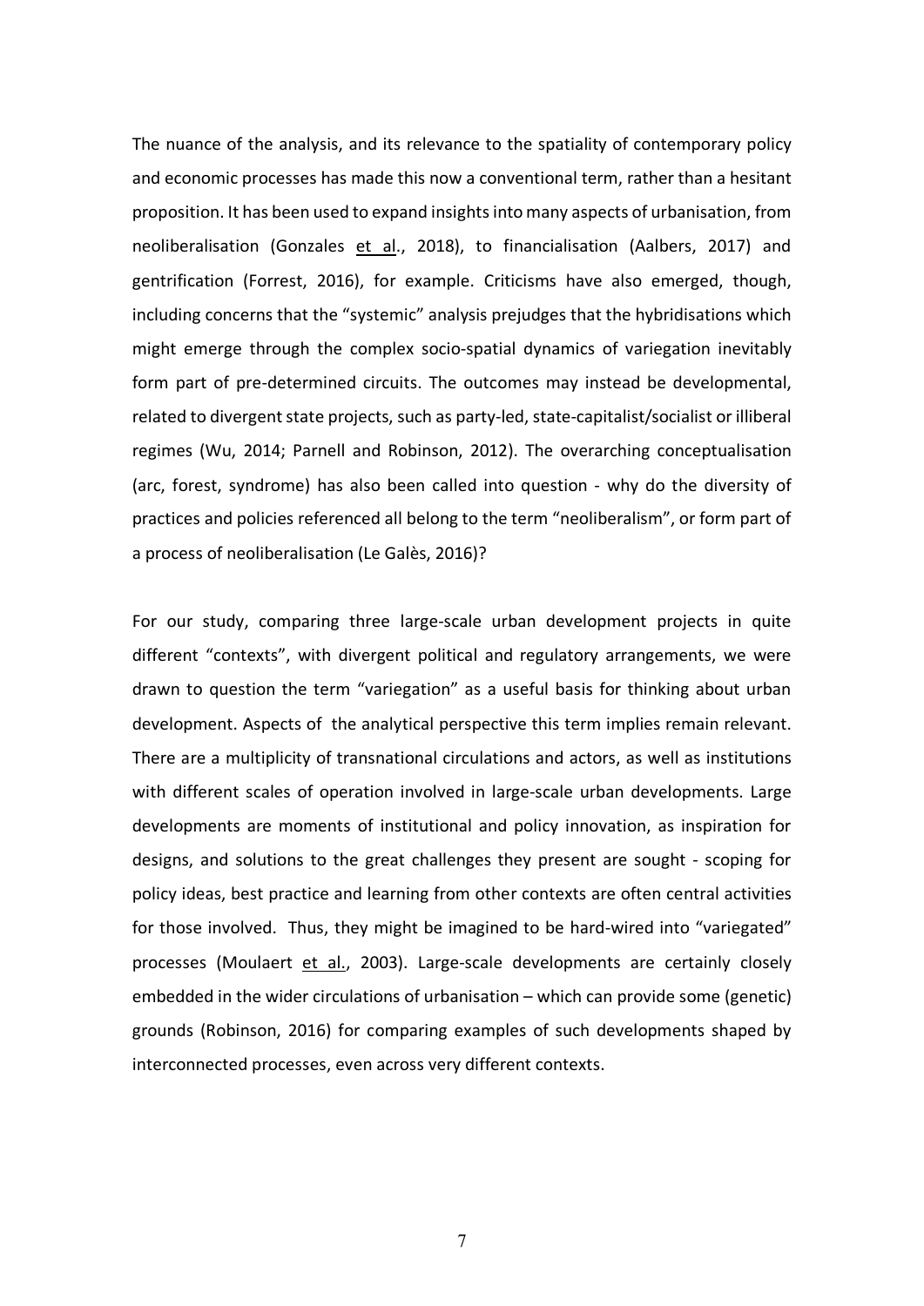The nuance of the analysis, and its relevance to the spatiality of contemporary policy and economic processes has made this now a conventional term, rather than a hesitant proposition. It has been used to expand insights into many aspects of urbanisation, from neoliberalisation (Gonzales et al., 2018), to financialisation (Aalbers, 2017) and gentrification (Forrest, 2016), for example. Criticisms have also emerged, though, including concerns that the "systemic" analysis prejudges that the hybridisations which might emerge through the complex socio-spatial dynamics of variegation inevitably form part of pre-determined circuits. The outcomes may instead be developmental, related to divergent state projects, such as party-led, state-capitalist/socialist or illiberal regimes (Wu, 2014; Parnell and Robinson, 2012). The overarching conceptualisation (arc, forest, syndrome) has also been called into question - why do the diversity of practices and policies referenced all belong to the term "neoliberalism", or form part of a process of neoliberalisation (Le Galès, 2016)?

For our study, comparing three large-scale urban development projects in quite different "contexts", with divergent political and regulatory arrangements, we were drawn to question the term "variegation" as a useful basis for thinking about urban development. Aspects of the analytical perspective this term implies remain relevant. There are a multiplicity of transnational circulations and actors, as well as institutions with different scales of operation involved in large-scale urban developments. Large developments are moments of institutional and policy innovation, as inspiration for designs, and solutions to the great challenges they present are sought - scoping for policy ideas, best practice and learning from other contexts are often central activities for those involved. Thus, they might be imagined to be hard-wired into "variegated" processes (Moulaert et al., 2003). Large-scale developments are certainly closely embedded in the wider circulations of urbanisation – which can provide some (genetic) grounds (Robinson, 2016) for comparing examples of such developments shaped by interconnected processes, even across very different contexts.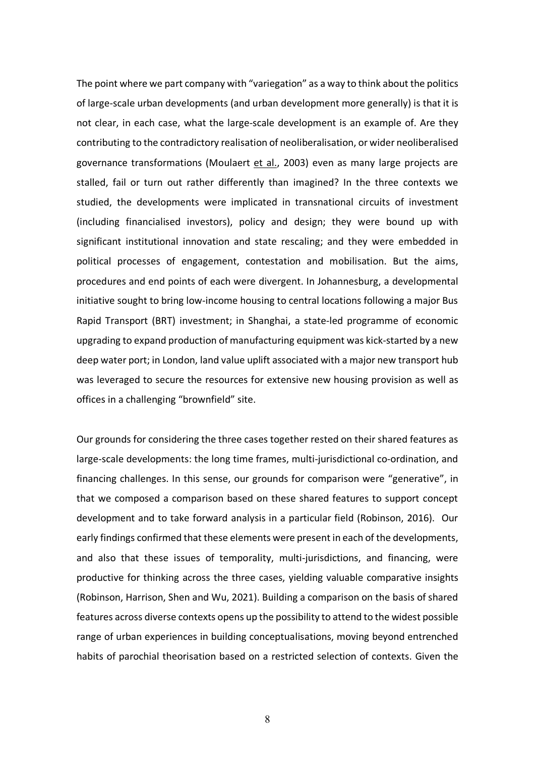The point where we part company with "variegation" as a way to think about the politics of large-scale urban developments (and urban development more generally) is that it is not clear, in each case, what the large-scale development is an example of. Are they contributing to the contradictory realisation of neoliberalisation, or wider neoliberalised governance transformations (Moulaert et al., 2003) even as many large projects are stalled, fail or turn out rather differently than imagined? In the three contexts we studied, the developments were implicated in transnational circuits of investment (including financialised investors), policy and design; they were bound up with significant institutional innovation and state rescaling; and they were embedded in political processes of engagement, contestation and mobilisation. But the aims, procedures and end points of each were divergent. In Johannesburg, a developmental initiative sought to bring low-income housing to central locations following a major Bus Rapid Transport (BRT) investment; in Shanghai, a state-led programme of economic upgrading to expand production of manufacturing equipment was kick-started by a new deep water port; in London, land value uplift associated with a major new transport hub was leveraged to secure the resources for extensive new housing provision as well as offices in a challenging "brownfield" site.

Our grounds for considering the three cases together rested on their shared features as large-scale developments: the long time frames, multi-jurisdictional co-ordination, and financing challenges. In this sense, our grounds for comparison were "generative", in that we composed a comparison based on these shared features to support concept development and to take forward analysis in a particular field (Robinson, 2016). Our early findings confirmed that these elements were present in each of the developments, and also that these issues of temporality, multi-jurisdictions, and financing, were productive for thinking across the three cases, yielding valuable comparative insights (Robinson, Harrison, Shen and Wu, 2021). Building a comparison on the basis of shared features across diverse contexts opens up the possibility to attend to the widest possible range of urban experiences in building conceptualisations, moving beyond entrenched habits of parochial theorisation based on a restricted selection of contexts. Given the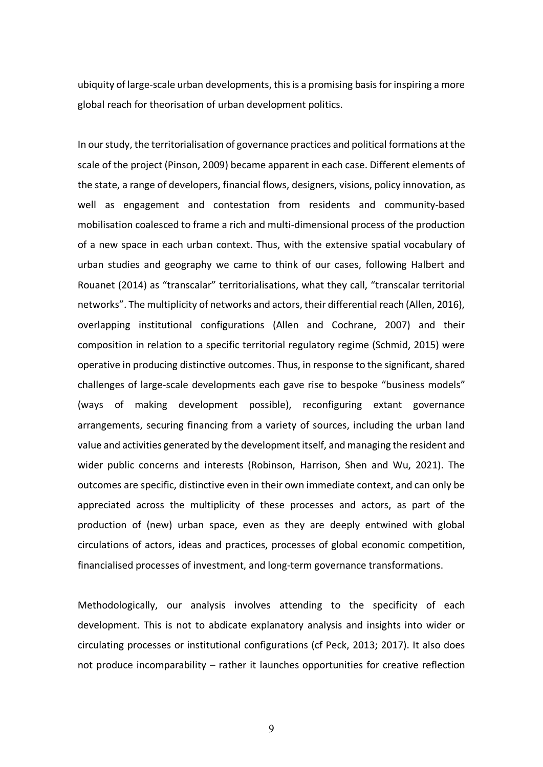ubiquity of large-scale urban developments, this is a promising basis for inspiring a more global reach for theorisation of urban development politics.

In our study, the territorialisation of governance practices and political formations at the scale of the project (Pinson, 2009) became apparent in each case. Different elements of the state, a range of developers, financial flows, designers, visions, policy innovation, as well as engagement and contestation from residents and community-based mobilisation coalesced to frame a rich and multi-dimensional process of the production of a new space in each urban context. Thus, with the extensive spatial vocabulary of urban studies and geography we came to think of our cases, following Halbert and Rouanet (2014) as "transcalar" territorialisations, what they call, "transcalar territorial networks". The multiplicity of networks and actors, their differential reach (Allen, 2016), overlapping institutional configurations (Allen and Cochrane, 2007) and their composition in relation to a specific territorial regulatory regime (Schmid, 2015) were operative in producing distinctive outcomes. Thus, in response to the significant, shared challenges of large-scale developments each gave rise to bespoke "business models" (ways of making development possible), reconfiguring extant governance arrangements, securing financing from a variety of sources, including the urban land value and activities generated by the development itself, and managing the resident and wider public concerns and interests (Robinson, Harrison, Shen and Wu, 2021). The outcomes are specific, distinctive even in their own immediate context, and can only be appreciated across the multiplicity of these processes and actors, as part of the production of (new) urban space, even as they are deeply entwined with global circulations of actors, ideas and practices, processes of global economic competition, financialised processes of investment, and long-term governance transformations.

Methodologically, our analysis involves attending to the specificity of each development. This is not to abdicate explanatory analysis and insights into wider or circulating processes or institutional configurations (cf Peck, 2013; 2017). It also does not produce incomparability – rather it launches opportunities for creative reflection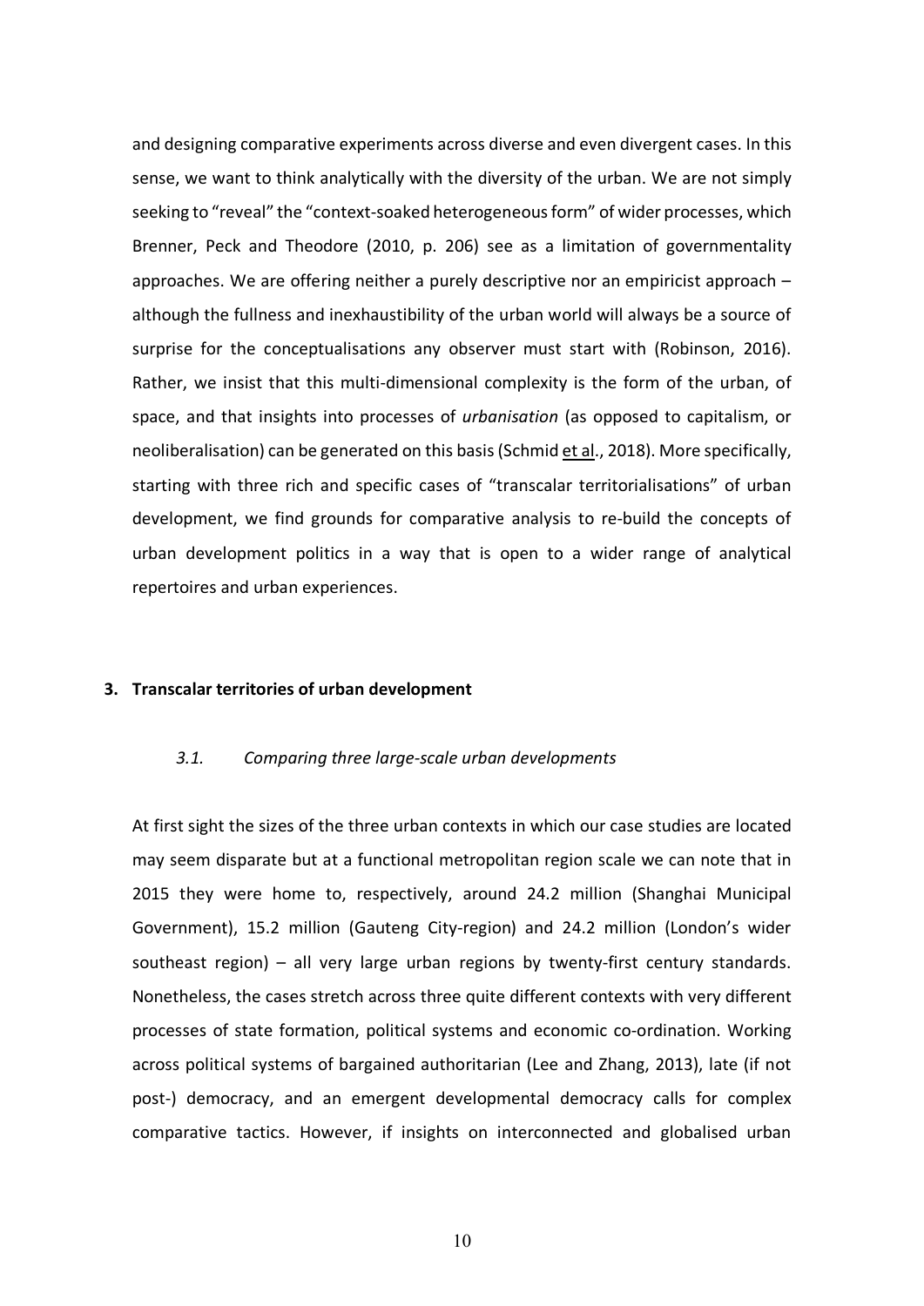and designing comparative experiments across diverse and even divergent cases. In this sense, we want to think analytically with the diversity of the urban. We are not simply seeking to "reveal" the "context-soaked heterogeneous form" of wider processes, which Brenner, Peck and Theodore (2010, p. 206) see as a limitation of governmentality approaches. We are offering neither a purely descriptive nor an empiricist approach – although the fullness and inexhaustibility of the urban world will always be a source of surprise for the conceptualisations any observer must start with (Robinson, 2016). Rather, we insist that this multi-dimensional complexity is the form of the urban, of space, and that insights into processes of *urbanisation* (as opposed to capitalism, or neoliberalisation) can be generated on this basis (Schmid et al., 2018). More specifically, starting with three rich and specific cases of "transcalar territorialisations" of urban development, we find grounds for comparative analysis to re-build the concepts of urban development politics in a way that is open to a wider range of analytical repertoires and urban experiences.

## 3. Transcalar territories of urban development

### *3.1. Comparing three large-scale urban developments*

At first sight the sizes of the three urban contexts in which our case studies are located may seem disparate but at a functional metropolitan region scale we can note that in 2015 they were home to, respectively, around 24.2 million (Shanghai Municipal Government), 15.2 million (Gauteng City-region) and 24.2 million (London's wider southeast region) – all very large urban regions by twenty-first century standards. Nonetheless, the cases stretch across three quite different contexts with very different processes of state formation, political systems and economic co-ordination. Working across political systems of bargained authoritarian (Lee and Zhang, 2013), late (if not post-) democracy, and an emergent developmental democracy calls for complex comparative tactics. However, if insights on interconnected and globalised urban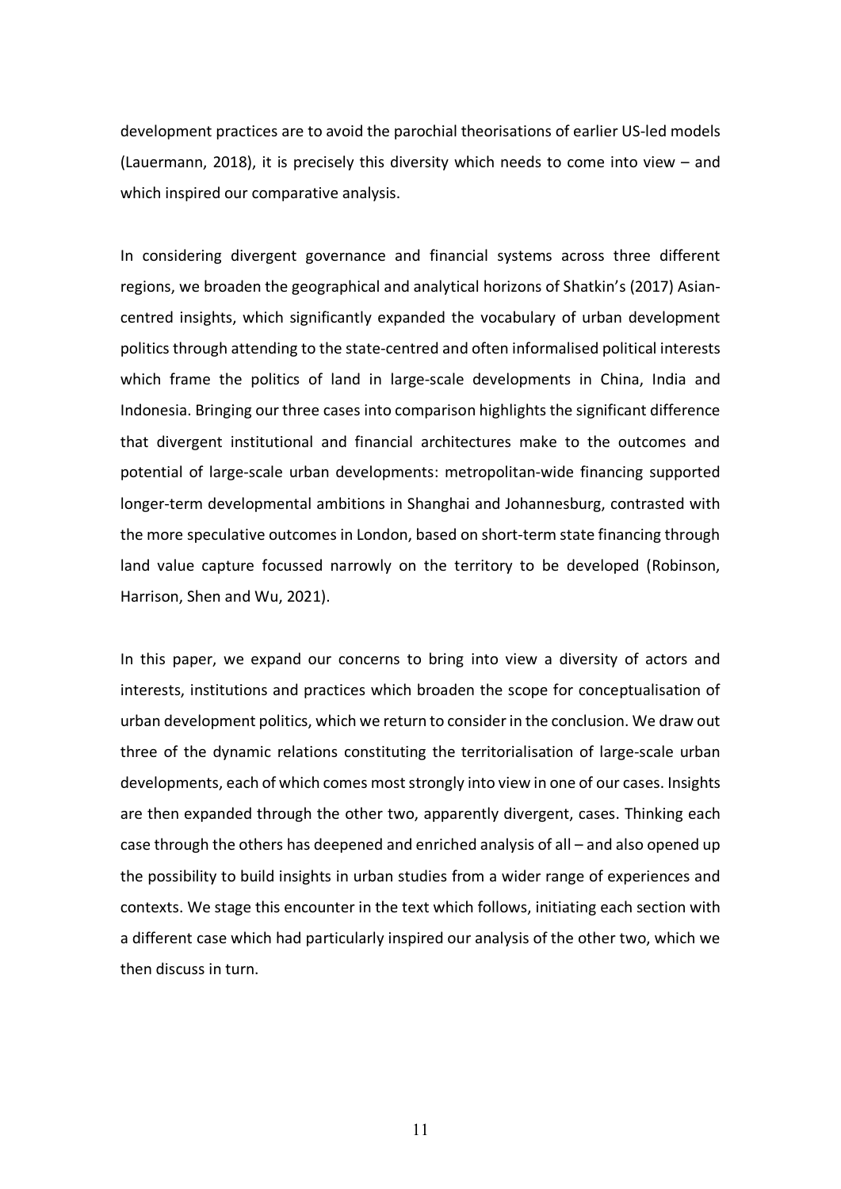development practices are to avoid the parochial theorisations of earlier US-led models (Lauermann, 2018), it is precisely this diversity which needs to come into view – and which inspired our comparative analysis.

In considering divergent governance and financial systems across three different regions, we broaden the geographical and analytical horizons of Shatkin's (2017) Asian-centred insights, which significantly expanded the vocabulary of urban development politics through attending to the state-centred and often informalised political interests which frame the politics of land in large-scale developments in China, India and Indonesia. Bringing our three cases into comparison highlights the significant difference that divergent institutional and financial architectures make to the outcomes and potential of large-scale urban developments: metropolitan-wide financing supported longer-term developmental ambitions in Shanghai and Johannesburg, contrasted with the more speculative outcomes in London, based on short-term state financing through land value capture focussed narrowly on the territory to be developed (Robinson, Harrison, Shen and Wu, 2021).

In this paper, we expand our concerns to bring into view a diversity of actors and interests, institutions and practices which broaden the scope for conceptualisation of urban development politics, which we return to consider in the conclusion. We draw out three of the dynamic relations constituting the territorialisation of large-scale urban developments, each of which comes most strongly into view in one of our cases. Insights are then expanded through the other two, apparently divergent, cases. Thinking each case through the others has deepened and enriched analysis of all – and also opened up the possibility to build insights in urban studies from a wider range of experiences and contexts. We stage this encounter in the text which follows, initiating each section with a different case which had particularly inspired our analysis of the other two, which we then discuss in turn.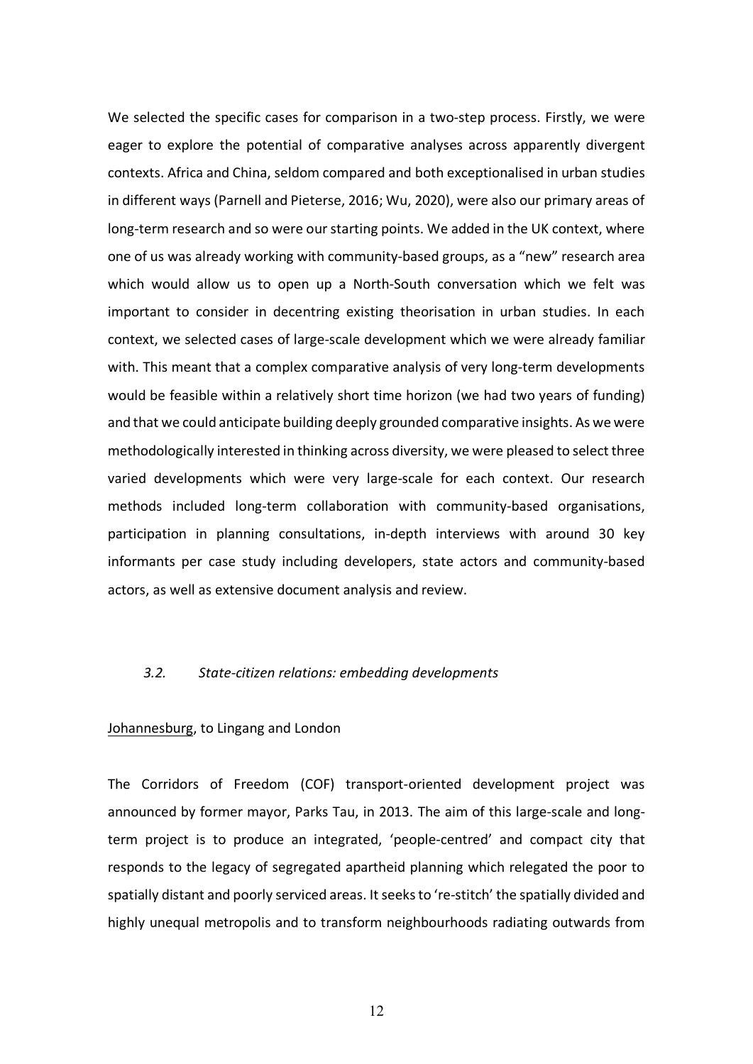We selected the specific cases for comparison in a two-step process. Firstly, we were eager to explore the potential of comparative analyses across apparently divergent contexts. Africa and China, seldom compared and both exceptionalised in urban studies in different ways (Parnell and Pieterse, 2016; Wu, 2020), were also our primary areas of long-term research and so were our starting points. We added in the UK context, where one of us was already working with community-based groups, as a "new" research area which would allow us to open up a North-South conversation which we felt was important to consider in decentring existing theorisation in urban studies. In each context, we selected cases of large-scale development which we were already familiar with. This meant that a complex comparative analysis of very long-term developments would be feasible within a relatively short time horizon (we had two years of funding) and that we could anticipate building deeply grounded comparative insights. As we were methodologically interested in thinking across diversity, we were pleased to select three varied developments which were very large-scale for each context. Our research methods included long-term collaboration with community-based organisations, participation in planning consultations, in-depth interviews with around 30 key informants per case study including developers, state actors and community-based actors, as well as extensive document analysis and review.

### *3.2. State-citizen relations: embedding developments*

<u>Johannesburg</u>, to Lingang and London

The Corridors of Freedom (COF) transport-oriented development project was announced by former mayor, Parks Tau, in 2013. The aim of this large-scale and long-term project is to produce an integrated, 'people-centred' and compact city that responds to the legacy of segregated apartheid planning which relegated the poor to spatially distant and poorly serviced areas. It seeks to 're-stitch' the spatially divided and highly unequal metropolis and to transform neighbourhoods radiating outwards from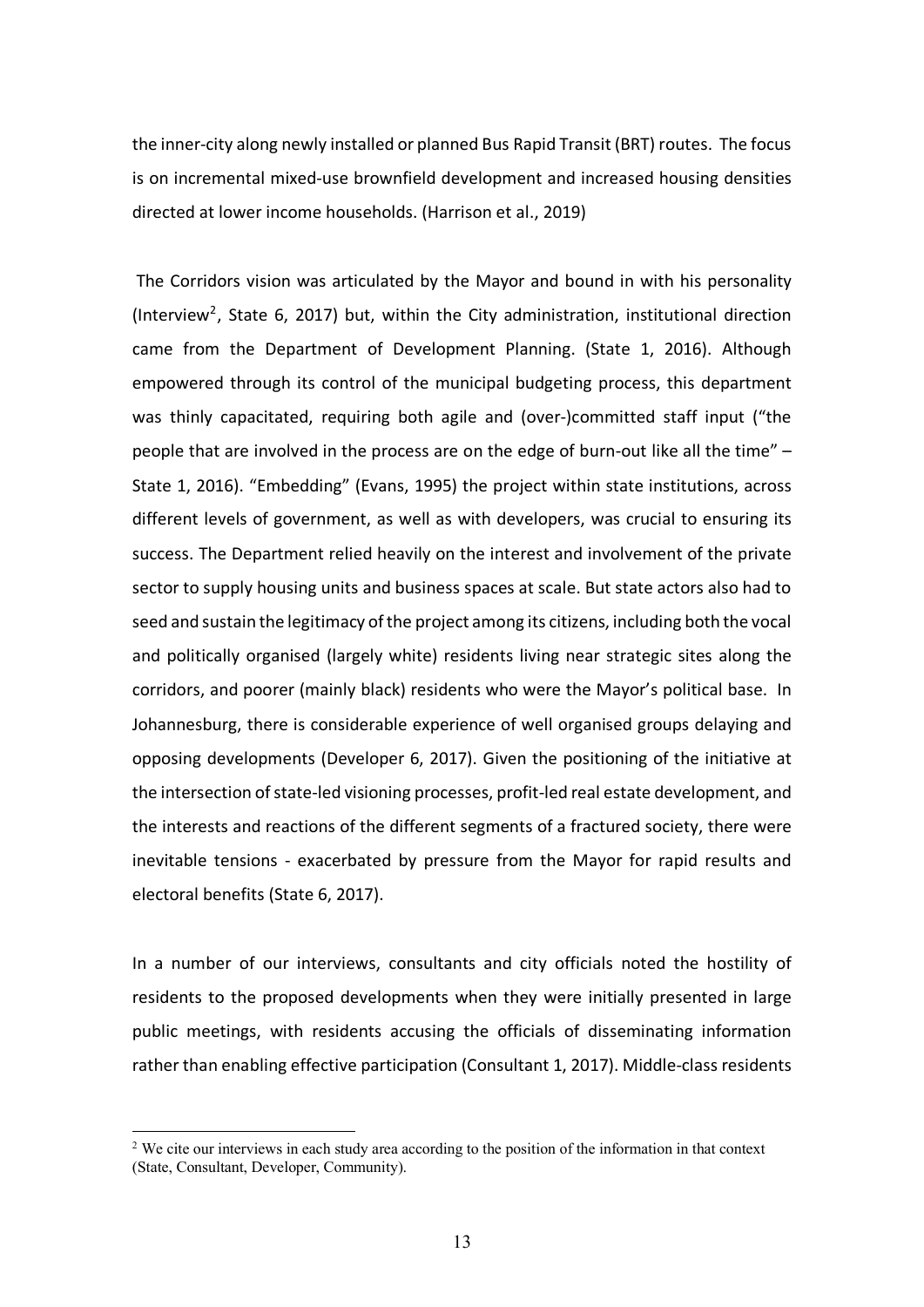the inner-city along newly installed or planned Bus Rapid Transit (BRT) routes. The focus is on incremental mixed-use brownfield development and increased housing densities directed at lower income households. (Harrison et al., 2019)

The Corridors vision was articulated by the Mayor and bound in with his personality (Interview[2], State 6, 2017) but, within the City administration, institutional direction came from the Department of Development Planning. (State 1, 2016). Although empowered through its control of the municipal budgeting process, this department was thinly capacitated, requiring both agile and (over-)committed staff input ("the people that are involved in the process are on the edge of burn-out like all the time" – State 1, 2016). "Embedding" (Evans, 1995) the project within state institutions, across different levels of government, as well as with developers, was crucial to ensuring its success. The Department relied heavily on the interest and involvement of the private sector to supply housing units and business spaces at scale. But state actors also had to seed and sustain the legitimacy of the project among its citizens, including both the vocal and politically organised (largely white) residents living near strategic sites along the corridors, and poorer (mainly black) residents who were the Mayor's political base. In Johannesburg, there is considerable experience of well organised groups delaying and opposing developments (Developer 6, 2017). Given the positioning of the initiative at the intersection of state-led visioning processes, profit-led real estate development, and the interests and reactions of the different segments of a fractured society, there were inevitable tensions - exacerbated by pressure from the Mayor for rapid results and electoral benefits (State 6, 2017).

In a number of our interviews, consultants and city officials noted the hostility of residents to the proposed developments when they were initially presented in large public meetings, with residents accusing the officials of disseminating information rather than enabling effective participation (Consultant 1, 2017). Middle-class residents

[2] We cite our interviews in each study area according to the position of the information in that context (State, Consultant, Developer, Community).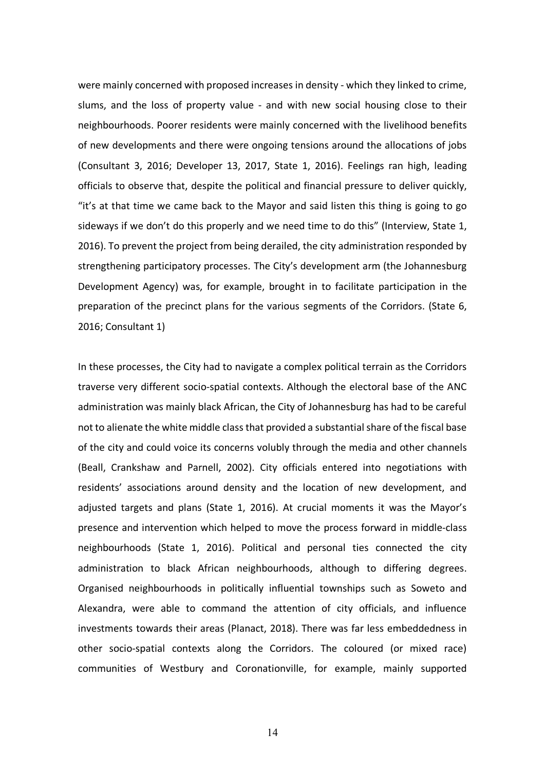were mainly concerned with proposed increases in density - which they linked to crime, slums, and the loss of property value - and with new social housing close to their neighbourhoods. Poorer residents were mainly concerned with the livelihood benefits of new developments and there were ongoing tensions around the allocations of jobs (Consultant 3, 2016; Developer 13, 2017, State 1, 2016). Feelings ran high, leading officials to observe that, despite the political and financial pressure to deliver quickly, "it's at that time we came back to the Mayor and said listen this thing is going to go sideways if we don't do this properly and we need time to do this" (Interview, State 1, 2016). To prevent the project from being derailed, the city administration responded by strengthening participatory processes. The City's development arm (the Johannesburg Development Agency) was, for example, brought in to facilitate participation in the preparation of the precinct plans for the various segments of the Corridors. (State 6, 2016; Consultant 1)

In these processes, the City had to navigate a complex political terrain as the Corridors traverse very different socio-spatial contexts. Although the electoral base of the ANC administration was mainly black African, the City of Johannesburg has had to be careful not to alienate the white middle class that provided a substantial share of the fiscal base of the city and could voice its concerns volubly through the media and other channels (Beall, Crankshaw and Parnell, 2002). City officials entered into negotiations with residents' associations around density and the location of new development, and adjusted targets and plans (State 1, 2016). At crucial moments it was the Mayor's presence and intervention which helped to move the process forward in middle-class neighbourhoods (State 1, 2016). Political and personal ties connected the city administration to black African neighbourhoods, although to differing degrees. Organised neighbourhoods in politically influential townships such as Soweto and Alexandra, were able to command the attention of city officials, and influence investments towards their areas (Planact, 2018). There was far less embeddedness in other socio-spatial contexts along the Corridors. The coloured (or mixed race) communities of Westbury and Coronationville, for example, mainly supported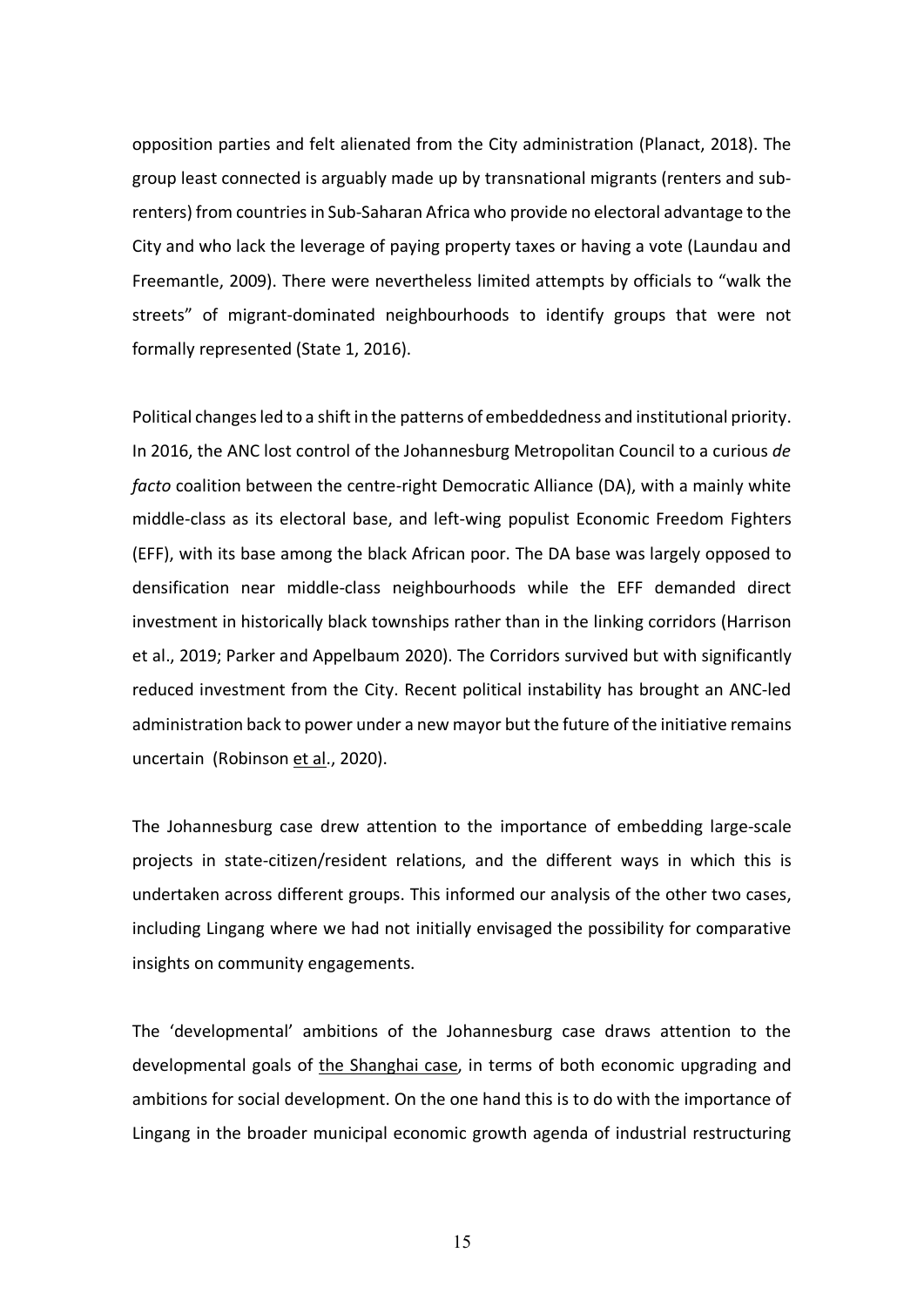opposition parties and felt alienated from the City administration (Planact, 2018). The group least connected is arguably made up by transnational migrants (renters and sub-renters) from countries in Sub-Saharan Africa who provide no electoral advantage to the City and who lack the leverage of paying property taxes or having a vote (Laundau and Freemantle, 2009). There were nevertheless limited attempts by officials to "walk the streets" of migrant-dominated neighbourhoods to identify groups that were not formally represented (State 1, 2016).

Political changes led to a shift in the patterns of embeddedness and institutional priority. In 2016, the ANC lost control of the Johannesburg Metropolitan Council to a curious *de facto* coalition between the centre-right Democratic Alliance (DA), with a mainly white middle-class as its electoral base, and left-wing populist Economic Freedom Fighters (EFF), with its base among the black African poor. The DA base was largely opposed to densification near middle-class neighbourhoods while the EFF demanded direct investment in historically black townships rather than in the linking corridors (Harrison et al., 2019; Parker and Appelbaum 2020). The Corridors survived but with significantly reduced investment from the City. Recent political instability has brought an ANC-led administration back to power under a new mayor but the future of the initiative remains uncertain (Robinson et al., 2020).

The Johannesburg case drew attention to the importance of embedding large-scale projects in state-citizen/resident relations, and the different ways in which this is undertaken across different groups. This informed our analysis of the other two cases, including Lingang where we had not initially envisaged the possibility for comparative insights on community engagements.

The 'developmental' ambitions of the Johannesburg case draws attention to the developmental goals of the Shanghai case, in terms of both economic upgrading and ambitions for social development. On the one hand this is to do with the importance of Lingang in the broader municipal economic growth agenda of industrial restructuring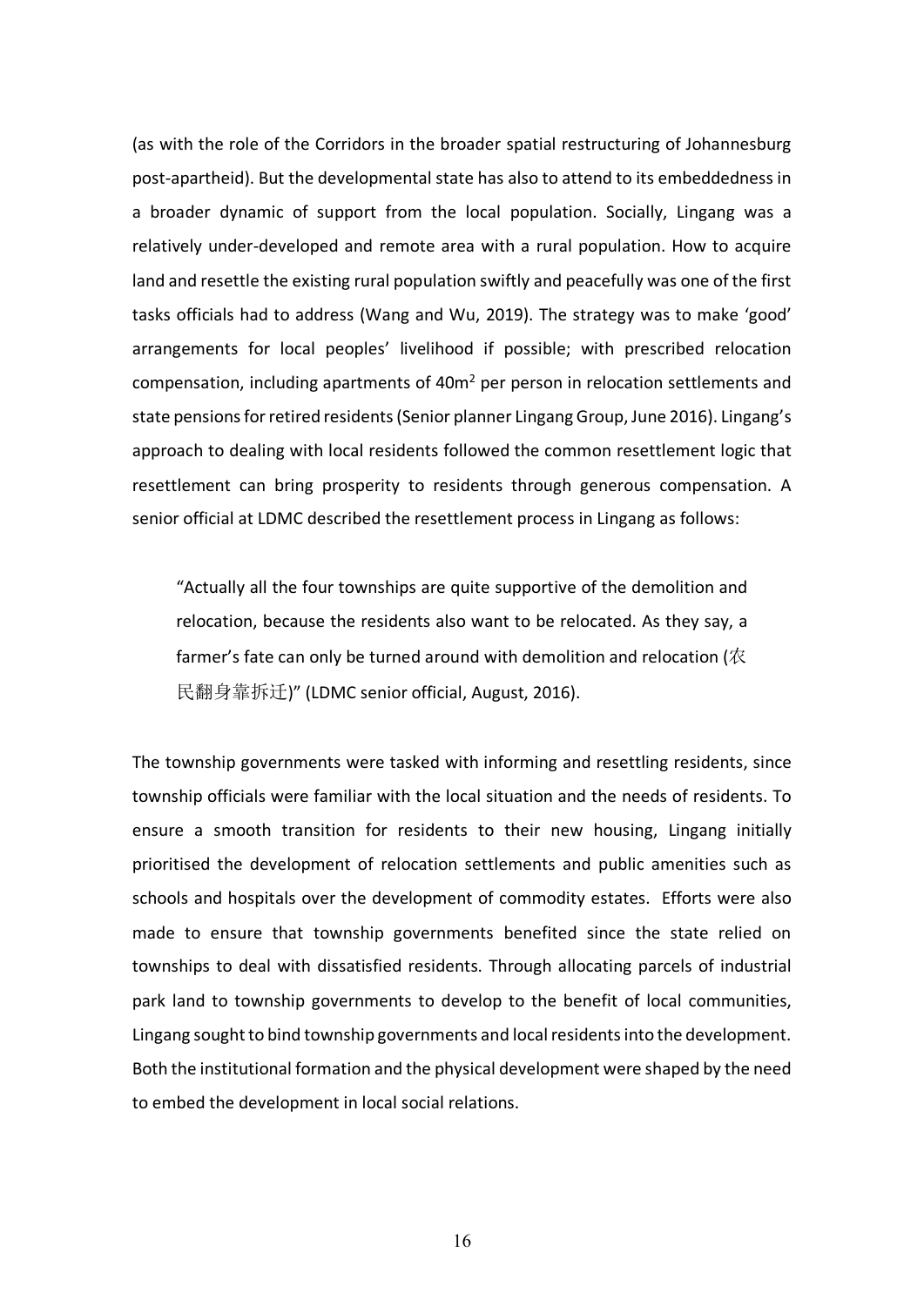(as with the role of the Corridors in the broader spatial restructuring of Johannesburg post-apartheid). But the developmental state has also to attend to its embeddedness in a broader dynamic of support from the local population. Socially, Lingang was a relatively under-developed and remote area with a rural population. How to acquire land and resettle the existing rural population swiftly and peacefully was one of the first tasks officials had to address (Wang and Wu, 2019). The strategy was to make 'good' arrangements for local peoples' livelihood if possible; with prescribed relocation compensation, including apartments of 40m$^2$ per person in relocation settlements and state pensions for retired residents (Senior planner Lingang Group, June 2016). Lingang's approach to dealing with local residents followed the common resettlement logic that resettlement can bring prosperity to residents through generous compensation. A senior official at LDMC described the resettlement process in Lingang as follows:

> "Actually all the four townships are quite supportive of the demolition and relocation, because the residents also want to be relocated. As they say, a farmer's fate can only be turned around with demolition and relocation (农民翻身靠拆迁)" (LDMC senior official, August, 2016).

The township governments were tasked with informing and resettling residents, since township officials were familiar with the local situation and the needs of residents. To ensure a smooth transition for residents to their new housing, Lingang initially prioritised the development of relocation settlements and public amenities such as schools and hospitals over the development of commodity estates. Efforts were also made to ensure that township governments benefited since the state relied on townships to deal with dissatisfied residents. Through allocating parcels of industrial park land to township governments to develop to the benefit of local communities, Lingang sought to bind township governments and local residents into the development. Both the institutional formation and the physical development were shaped by the need to embed the development in local social relations.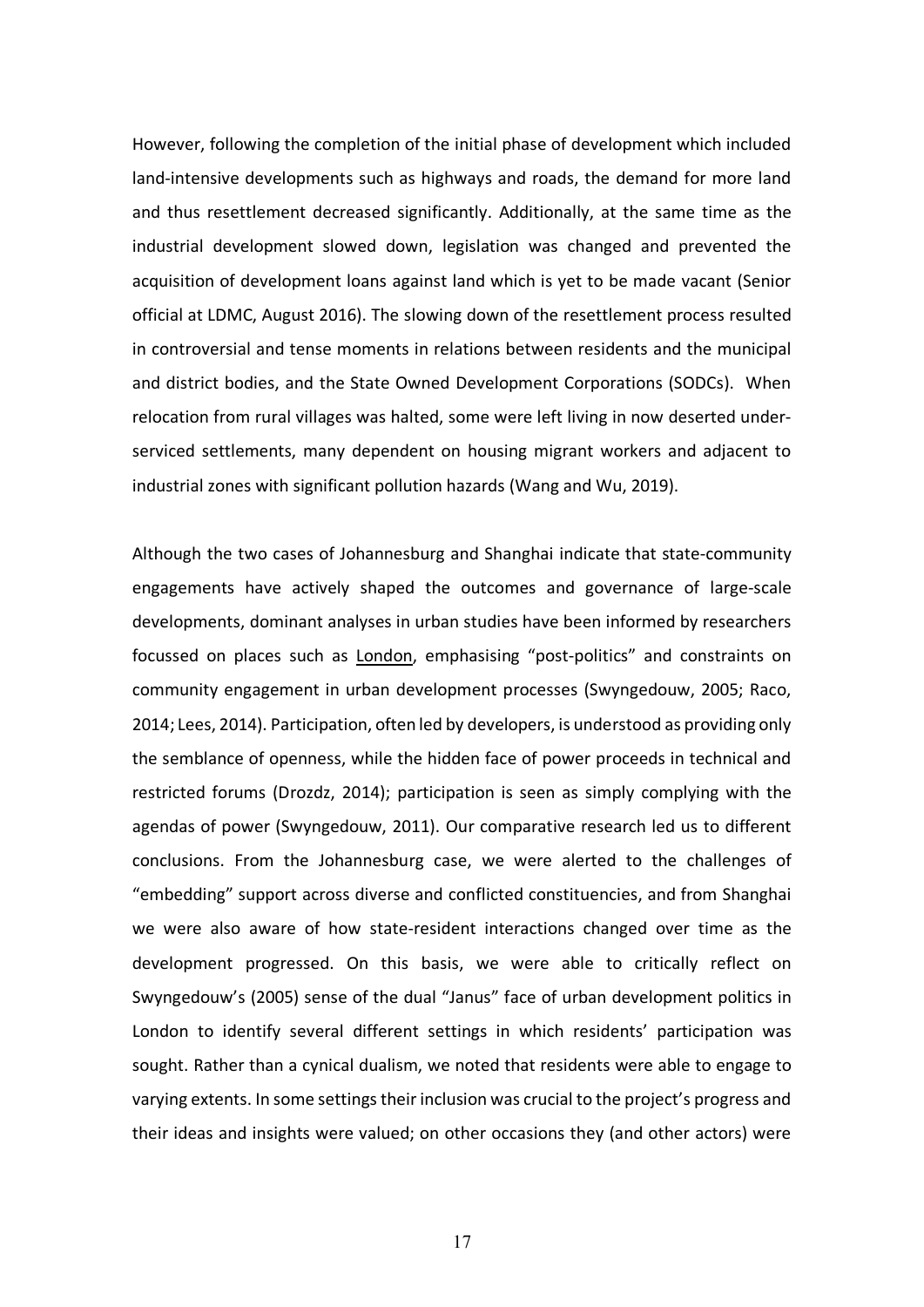However, following the completion of the initial phase of development which included land-intensive developments such as highways and roads, the demand for more land and thus resettlement decreased significantly. Additionally, at the same time as the industrial development slowed down, legislation was changed and prevented the acquisition of development loans against land which is yet to be made vacant (Senior official at LDMC, August 2016). The slowing down of the resettlement process resulted in controversial and tense moments in relations between residents and the municipal and district bodies, and the State Owned Development Corporations (SODCs). When relocation from rural villages was halted, some were left living in now deserted under-serviced settlements, many dependent on housing migrant workers and adjacent to industrial zones with significant pollution hazards (Wang and Wu, 2019).

Although the two cases of Johannesburg and Shanghai indicate that state-community engagements have actively shaped the outcomes and governance of large-scale developments, dominant analyses in urban studies have been informed by researchers focussed on places such as London, emphasising "post-politics" and constraints on community engagement in urban development processes (Swyngedouw, 2005; Raco, 2014; Lees, 2014). Participation, often led by developers, is understood as providing only the semblance of openness, while the hidden face of power proceeds in technical and restricted forums (Drozdz, 2014); participation is seen as simply complying with the agendas of power (Swyngedouw, 2011). Our comparative research led us to different conclusions. From the Johannesburg case, we were alerted to the challenges of "embedding" support across diverse and conflicted constituencies, and from Shanghai we were also aware of how state-resident interactions changed over time as the development progressed. On this basis, we were able to critically reflect on Swyngedouw's (2005) sense of the dual "Janus" face of urban development politics in London to identify several different settings in which residents' participation was sought. Rather than a cynical dualism, we noted that residents were able to engage to varying extents. In some settings their inclusion was crucial to the project's progress and their ideas and insights were valued; on other occasions they (and other actors) were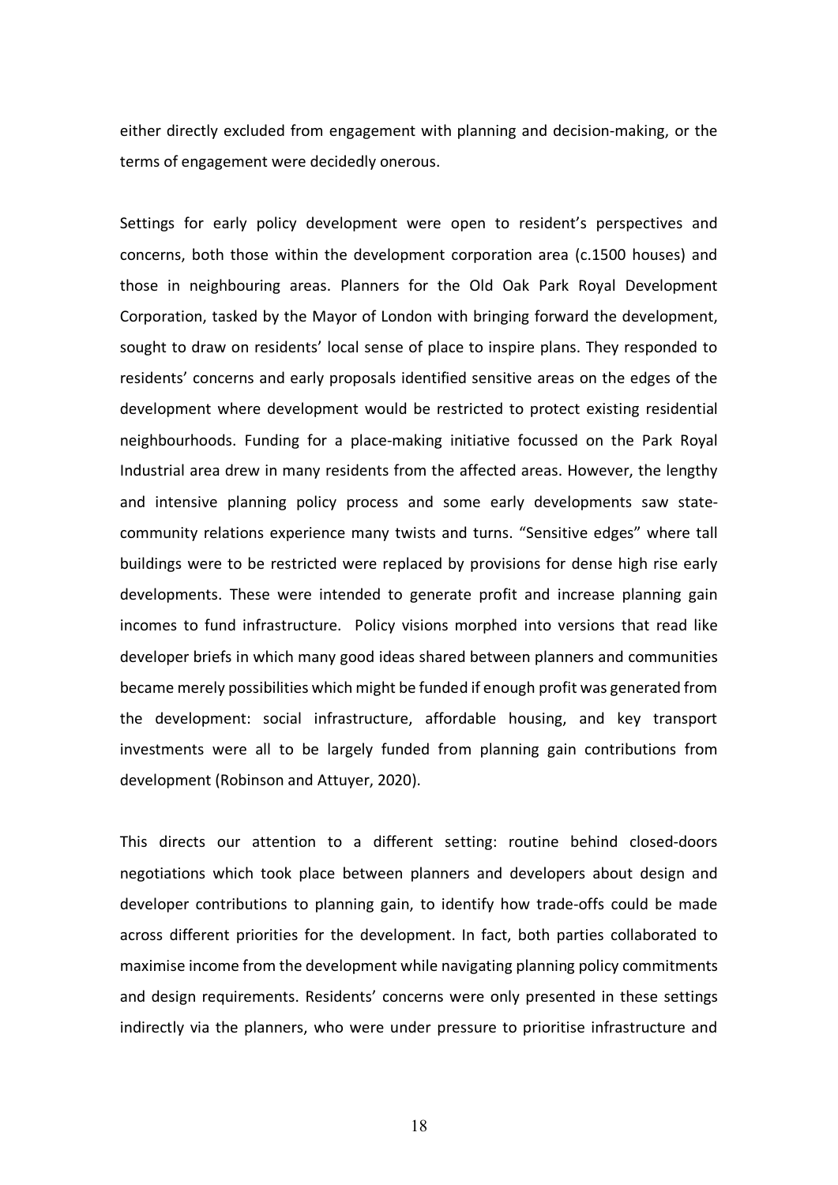either directly excluded from engagement with planning and decision-making, or the terms of engagement were decidedly onerous.

Settings for early policy development were open to resident's perspectives and concerns, both those within the development corporation area (c.1500 houses) and those in neighbouring areas. Planners for the Old Oak Park Royal Development Corporation, tasked by the Mayor of London with bringing forward the development, sought to draw on residents' local sense of place to inspire plans. They responded to residents' concerns and early proposals identified sensitive areas on the edges of the development where development would be restricted to protect existing residential neighbourhoods. Funding for a place-making initiative focussed on the Park Royal Industrial area drew in many residents from the affected areas. However, the lengthy and intensive planning policy process and some early developments saw state-community relations experience many twists and turns. "Sensitive edges" where tall buildings were to be restricted were replaced by provisions for dense high rise early developments. These were intended to generate profit and increase planning gain incomes to fund infrastructure. Policy visions morphed into versions that read like developer briefs in which many good ideas shared between planners and communities became merely possibilities which might be funded if enough profit was generated from the development: social infrastructure, affordable housing, and key transport investments were all to be largely funded from planning gain contributions from development (Robinson and Attuyer, 2020).

This directs our attention to a different setting: routine behind closed-doors negotiations which took place between planners and developers about design and developer contributions to planning gain, to identify how trade-offs could be made across different priorities for the development. In fact, both parties collaborated to maximise income from the development while navigating planning policy commitments and design requirements. Residents' concerns were only presented in these settings indirectly via the planners, who were under pressure to prioritise infrastructure and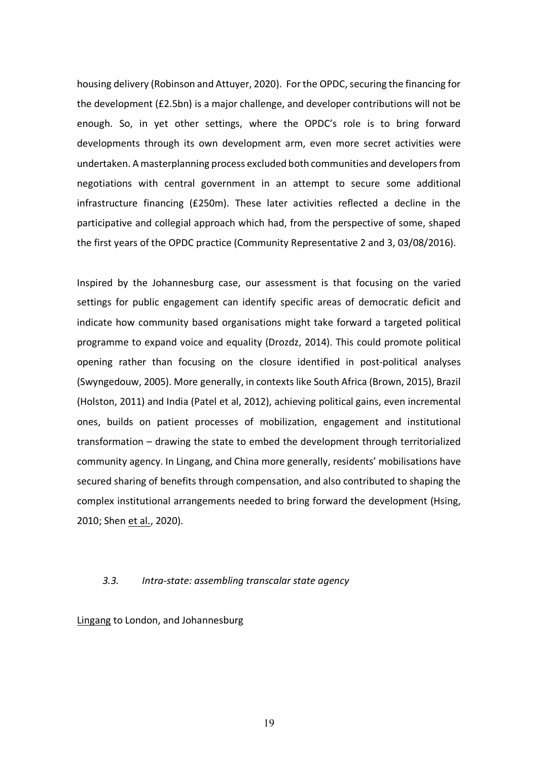housing delivery (Robinson and Attuyer, 2020). For the OPDC, securing the financing for the development (£2.5bn) is a major challenge, and developer contributions will not be enough. So, in yet other settings, where the OPDC's role is to bring forward developments through its own development arm, even more secret activities were undertaken. A masterplanning process excluded both communities and developers from negotiations with central government in an attempt to secure some additional infrastructure financing (£250m). These later activities reflected a decline in the participative and collegial approach which had, from the perspective of some, shaped the first years of the OPDC practice (Community Representative 2 and 3, 03/08/2016).

Inspired by the Johannesburg case, our assessment is that focusing on the varied settings for public engagement can identify specific areas of democratic deficit and indicate how community based organisations might take forward a targeted political programme to expand voice and equality (Drozdz, 2014). This could promote political opening rather than focusing on the closure identified in post-political analyses (Swyngedouw, 2005). More generally, in contexts like South Africa (Brown, 2015), Brazil (Holston, 2011) and India (Patel et al, 2012), achieving political gains, even incremental ones, builds on patient processes of mobilization, engagement and institutional transformation – drawing the state to embed the development through territorialized community agency. In Lingang, and China more generally, residents' mobilisations have secured sharing of benefits through compensation, and also contributed to shaping the complex institutional arrangements needed to bring forward the development (Hsing, 2010; Shen et al., 2020).

### *3.3. Intra-state: assembling transcalar state agency*

Lingang to London, and Johannesburg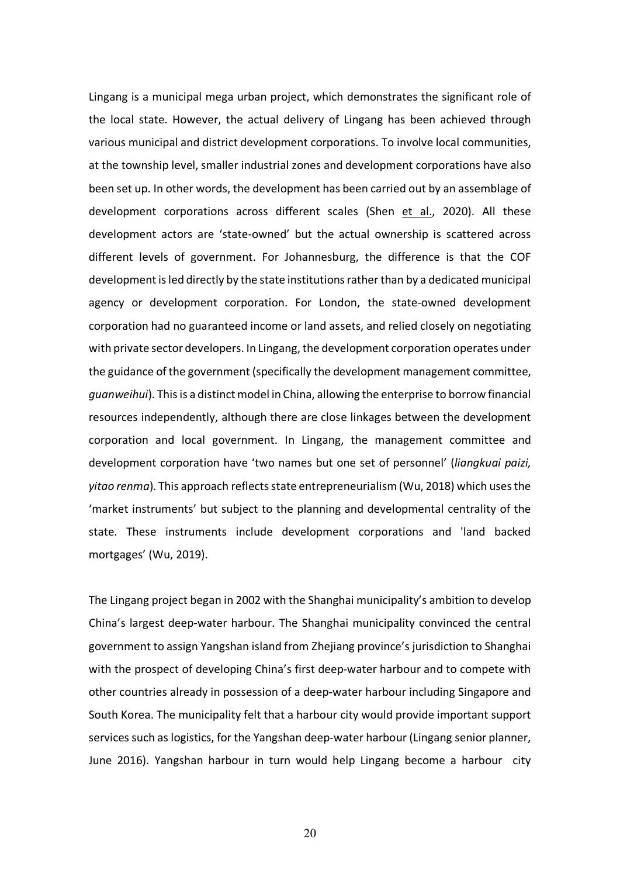Lingang is a municipal mega urban project, which demonstrates the significant role of the local state. However, the actual delivery of Lingang has been achieved through various municipal and district development corporations. To involve local communities, at the township level, smaller industrial zones and development corporations have also been set up. In other words, the development has been carried out by an assemblage of development corporations across different scales (Shen et al., 2020). All these development actors are 'state-owned' but the actual ownership is scattered across different levels of government. For Johannesburg, the difference is that the COF development is led directly by the state institutions rather than by a dedicated municipal agency or development corporation. For London, the state-owned development corporation had no guaranteed income or land assets, and relied closely on negotiating with private sector developers. In Lingang, the development corporation operates under the guidance of the government (specifically the development management committee, *guanweihui*). This is a distinct model in China, allowing the enterprise to borrow financial resources independently, although there are close linkages between the development corporation and local government. In Lingang, the management committee and development corporation have 'two names but one set of personnel' (*liangkuai paizi, yitao renma*). This approach reflects state entrepreneurialism (Wu, 2018) which uses the 'market instruments' but subject to the planning and developmental centrality of the state. These instruments include development corporations and 'land backed mortgages' (Wu, 2019).

The Lingang project began in 2002 with the Shanghai municipality's ambition to develop China's largest deep-water harbour. The Shanghai municipality convinced the central government to assign Yangshan island from Zhejiang province's jurisdiction to Shanghai with the prospect of developing China's first deep-water harbour and to compete with other countries already in possession of a deep-water harbour including Singapore and South Korea. The municipality felt that a harbour city would provide important support services such as logistics, for the Yangshan deep-water harbour (Lingang senior planner, June 2016). Yangshan harbour in turn would help Lingang become a harbour city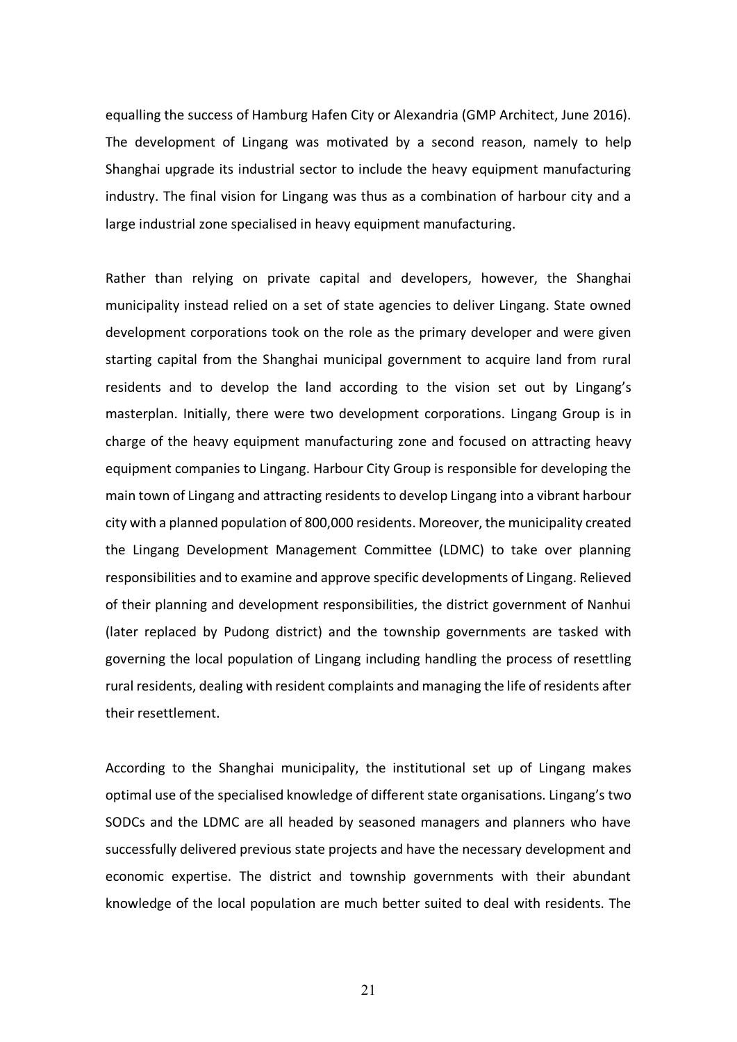equalling the success of Hamburg Hafen City or Alexandria (GMP Architect, June 2016). The development of Lingang was motivated by a second reason, namely to help Shanghai upgrade its industrial sector to include the heavy equipment manufacturing industry. The final vision for Lingang was thus as a combination of harbour city and a large industrial zone specialised in heavy equipment manufacturing.

Rather than relying on private capital and developers, however, the Shanghai municipality instead relied on a set of state agencies to deliver Lingang. State owned development corporations took on the role as the primary developer and were given starting capital from the Shanghai municipal government to acquire land from rural residents and to develop the land according to the vision set out by Lingang's masterplan. Initially, there were two development corporations. Lingang Group is in charge of the heavy equipment manufacturing zone and focused on attracting heavy equipment companies to Lingang. Harbour City Group is responsible for developing the main town of Lingang and attracting residents to develop Lingang into a vibrant harbour city with a planned population of 800,000 residents. Moreover, the municipality created the Lingang Development Management Committee (LDMC) to take over planning responsibilities and to examine and approve specific developments of Lingang. Relieved of their planning and development responsibilities, the district government of Nanhui (later replaced by Pudong district) and the township governments are tasked with governing the local population of Lingang including handling the process of resettling rural residents, dealing with resident complaints and managing the life of residents after their resettlement.

According to the Shanghai municipality, the institutional set up of Lingang makes optimal use of the specialised knowledge of different state organisations. Lingang's two SODCs and the LDMC are all headed by seasoned managers and planners who have successfully delivered previous state projects and have the necessary development and economic expertise. The district and township governments with their abundant knowledge of the local population are much better suited to deal with residents. The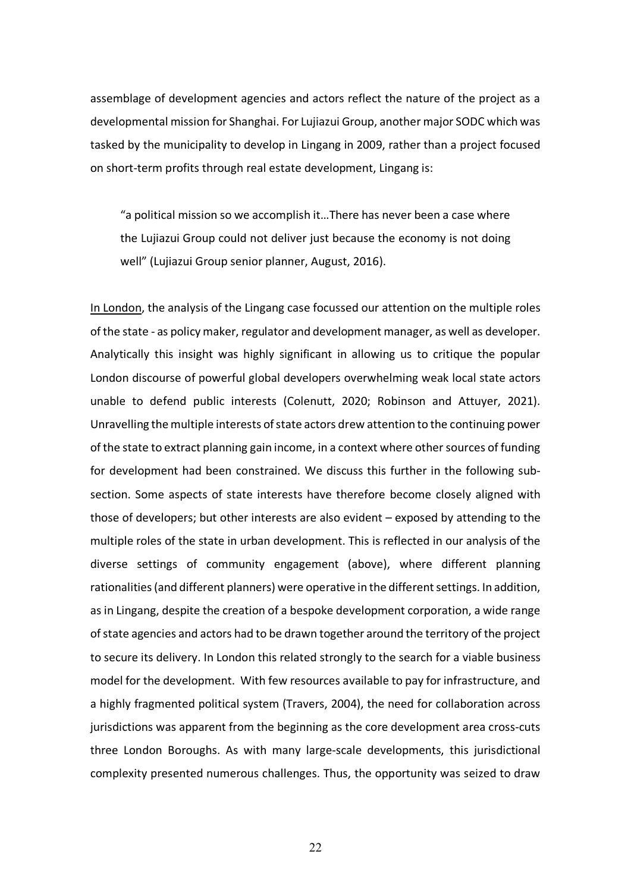assemblage of development agencies and actors reflect the nature of the project as a developmental mission for Shanghai. For Lujiazui Group, another major SODC which was tasked by the municipality to develop in Lingang in 2009, rather than a project focused on short-term profits through real estate development, Lingang is:

> "a political mission so we accomplish it…There has never been a case where the Lujiazui Group could not deliver just because the economy is not doing well" (Lujiazui Group senior planner, August, 2016).

In London, the analysis of the Lingang case focussed our attention on the multiple roles of the state - as policy maker, regulator and development manager, as well as developer. Analytically this insight was highly significant in allowing us to critique the popular London discourse of powerful global developers overwhelming weak local state actors unable to defend public interests (Colenutt, 2020; Robinson and Attuyer, 2021). Unravelling the multiple interests of state actors drew attention to the continuing power of the state to extract planning gain income, in a context where other sources of funding for development had been constrained. We discuss this further in the following sub-section. Some aspects of state interests have therefore become closely aligned with those of developers; but other interests are also evident – exposed by attending to the multiple roles of the state in urban development. This is reflected in our analysis of the diverse settings of community engagement (above), where different planning rationalities (and different planners) were operative in the different settings. In addition, as in Lingang, despite the creation of a bespoke development corporation, a wide range of state agencies and actors had to be drawn together around the territory of the project to secure its delivery. In London this related strongly to the search for a viable business model for the development. With few resources available to pay for infrastructure, and a highly fragmented political system (Travers, 2004), the need for collaboration across jurisdictions was apparent from the beginning as the core development area cross-cuts three London Boroughs. As with many large-scale developments, this jurisdictional complexity presented numerous challenges. Thus, the opportunity was seized to draw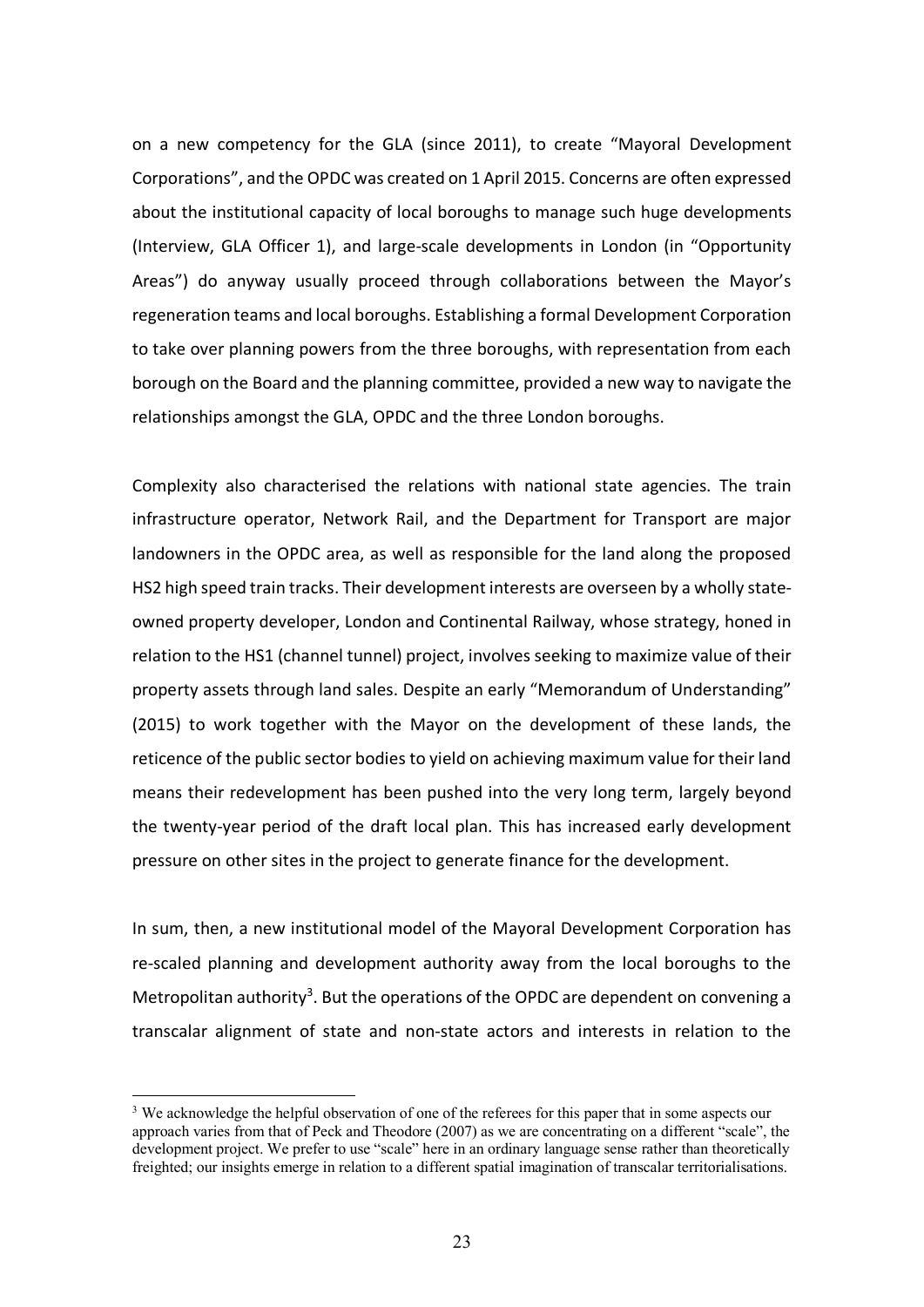on a new competency for the GLA (since 2011), to create "Mayoral Development Corporations", and the OPDC was created on 1 April 2015. Concerns are often expressed about the institutional capacity of local boroughs to manage such huge developments (Interview, GLA Officer 1), and large-scale developments in London (in "Opportunity Areas") do anyway usually proceed through collaborations between the Mayor's regeneration teams and local boroughs. Establishing a formal Development Corporation to take over planning powers from the three boroughs, with representation from each borough on the Board and the planning committee, provided a new way to navigate the relationships amongst the GLA, OPDC and the three London boroughs.

Complexity also characterised the relations with national state agencies. The train infrastructure operator, Network Rail, and the Department for Transport are major landowners in the OPDC area, as well as responsible for the land along the proposed HS2 high speed train tracks. Their development interests are overseen by a wholly state-owned property developer, London and Continental Railway, whose strategy, honed in relation to the HS1 (channel tunnel) project, involves seeking to maximize value of their property assets through land sales. Despite an early "Memorandum of Understanding" (2015) to work together with the Mayor on the development of these lands, the reticence of the public sector bodies to yield on achieving maximum value for their land means their redevelopment has been pushed into the very long term, largely beyond the twenty-year period of the draft local plan. This has increased early development pressure on other sites in the project to generate finance for the development.

In sum, then, a new institutional model of the Mayoral Development Corporation has re-scaled planning and development authority away from the local boroughs to the Metropolitan authority[3]. But the operations of the OPDC are dependent on convening a transcalar alignment of state and non-state actors and interests in relation to the

[3] We acknowledge the helpful observation of one of the referees for this paper that in some aspects our approach varies from that of Peck and Theodore (2007) as we are concentrating on a different "scale", the development project. We prefer to use "scale" here in an ordinary language sense rather than theoretically freighted; our insights emerge in relation to a different spatial imagination of transcalar territorialisations.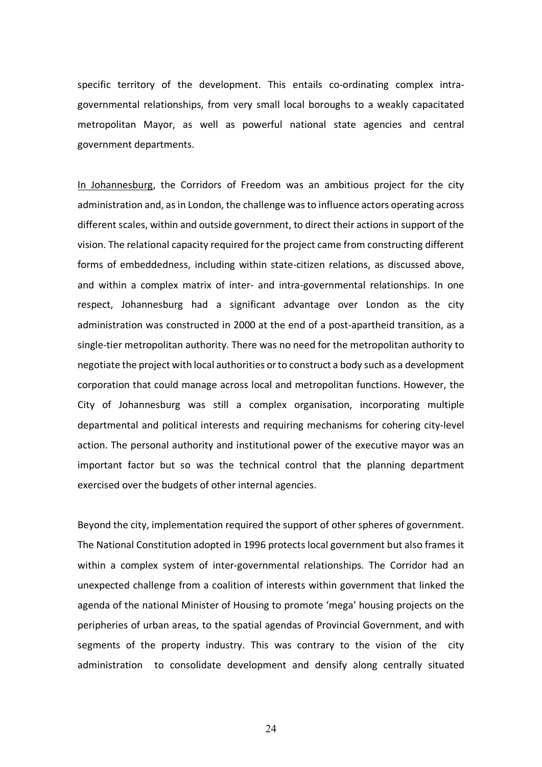specific territory of the development. This entails co-ordinating complex intra-governmental relationships, from very small local boroughs to a weakly capacitated metropolitan Mayor, as well as powerful national state agencies and central government departments.

In Johannesburg, the Corridors of Freedom was an ambitious project for the city administration and, as in London, the challenge was to influence actors operating across different scales, within and outside government, to direct their actions in support of the vision. The relational capacity required for the project came from constructing different forms of embeddedness, including within state-citizen relations, as discussed above, and within a complex matrix of inter- and intra-governmental relationships. In one respect, Johannesburg had a significant advantage over London as the city administration was constructed in 2000 at the end of a post-apartheid transition, as a single-tier metropolitan authority. There was no need for the metropolitan authority to negotiate the project with local authorities or to construct a body such as a development corporation that could manage across local and metropolitan functions. However, the City of Johannesburg was still a complex organisation, incorporating multiple departmental and political interests and requiring mechanisms for cohering city-level action. The personal authority and institutional power of the executive mayor was an important factor but so was the technical control that the planning department exercised over the budgets of other internal agencies.

Beyond the city, implementation required the support of other spheres of government. The National Constitution adopted in 1996 protects local government but also frames it within a complex system of inter-governmental relationships. The Corridor had an unexpected challenge from a coalition of interests within government that linked the agenda of the national Minister of Housing to promote 'mega' housing projects on the peripheries of urban areas, to the spatial agendas of Provincial Government, and with segments of the property industry. This was contrary to the vision of the city administration to consolidate development and densify along centrally situated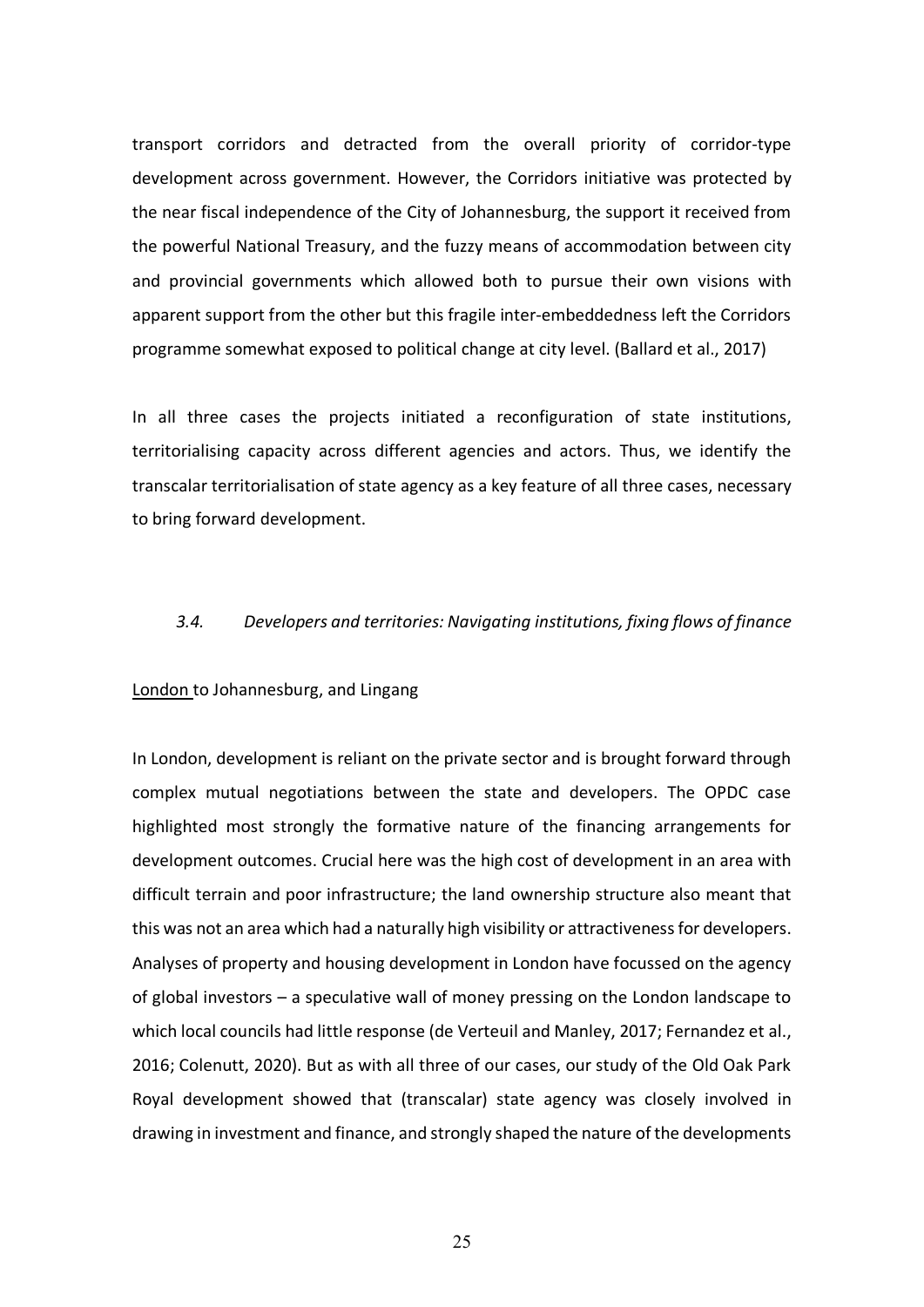transport corridors and detracted from the overall priority of corridor-type development across government. However, the Corridors initiative was protected by the near fiscal independence of the City of Johannesburg, the support it received from the powerful National Treasury, and the fuzzy means of accommodation between city and provincial governments which allowed both to pursue their own visions with apparent support from the other but this fragile inter-embeddedness left the Corridors programme somewhat exposed to political change at city level. (Ballard et al., 2017)

In all three cases the projects initiated a reconfiguration of state institutions, territorialising capacity across different agencies and actors. Thus, we identify the transcalar territorialisation of state agency as a key feature of all three cases, necessary to bring forward development.

### *3.4. Developers and territories: Navigating institutions, fixing flows of finance*

London to Johannesburg, and Lingang

In London, development is reliant on the private sector and is brought forward through complex mutual negotiations between the state and developers. The OPDC case highlighted most strongly the formative nature of the financing arrangements for development outcomes. Crucial here was the high cost of development in an area with difficult terrain and poor infrastructure; the land ownership structure also meant that this was not an area which had a naturally high visibility or attractiveness for developers. Analyses of property and housing development in London have focussed on the agency of global investors – a speculative wall of money pressing on the London landscape to which local councils had little response (de Verteuil and Manley, 2017; Fernandez et al., 2016; Colenutt, 2020). But as with all three of our cases, our study of the Old Oak Park Royal development showed that (transcalar) state agency was closely involved in drawing in investment and finance, and strongly shaped the nature of the developments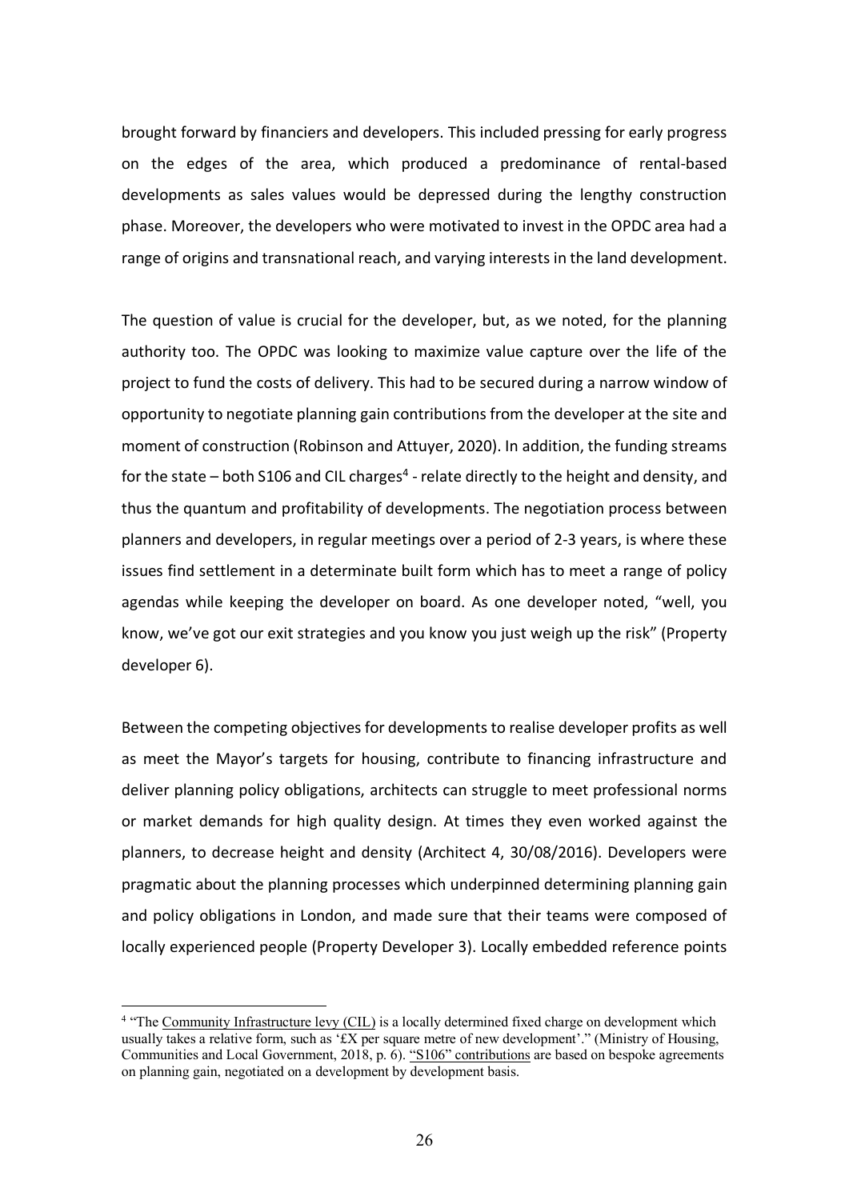brought forward by financiers and developers. This included pressing for early progress on the edges of the area, which produced a predominance of rental-based developments as sales values would be depressed during the lengthy construction phase. Moreover, the developers who were motivated to invest in the OPDC area had a range of origins and transnational reach, and varying interests in the land development.

The question of value is crucial for the developer, but, as we noted, for the planning authority too. The OPDC was looking to maximize value capture over the life of the project to fund the costs of delivery. This had to be secured during a narrow window of opportunity to negotiate planning gain contributions from the developer at the site and moment of construction (Robinson and Attuyer, 2020). In addition, the funding streams for the state – both S106 and CIL charges[4] - relate directly to the height and density, and thus the quantum and profitability of developments. The negotiation process between planners and developers, in regular meetings over a period of 2-3 years, is where these issues find settlement in a determinate built form which has to meet a range of policy agendas while keeping the developer on board. As one developer noted, "well, you know, we've got our exit strategies and you know you just weigh up the risk" (Property developer 6).

Between the competing objectives for developments to realise developer profits as well as meet the Mayor's targets for housing, contribute to financing infrastructure and deliver planning policy obligations, architects can struggle to meet professional norms or market demands for high quality design. At times they even worked against the planners, to decrease height and density (Architect 4, 30/08/2016). Developers were pragmatic about the planning processes which underpinned determining planning gain and policy obligations in London, and made sure that their teams were composed of locally experienced people (Property Developer 3). Locally embedded reference points

[4] "The Community Infrastructure levy (CIL) is a locally determined fixed charge on development which usually takes a relative form, such as '£X per square metre of new development'." (Ministry of Housing, Communities and Local Government, 2018, p. 6). "S106" contributions are based on bespoke agreements on planning gain, negotiated on a development by development basis.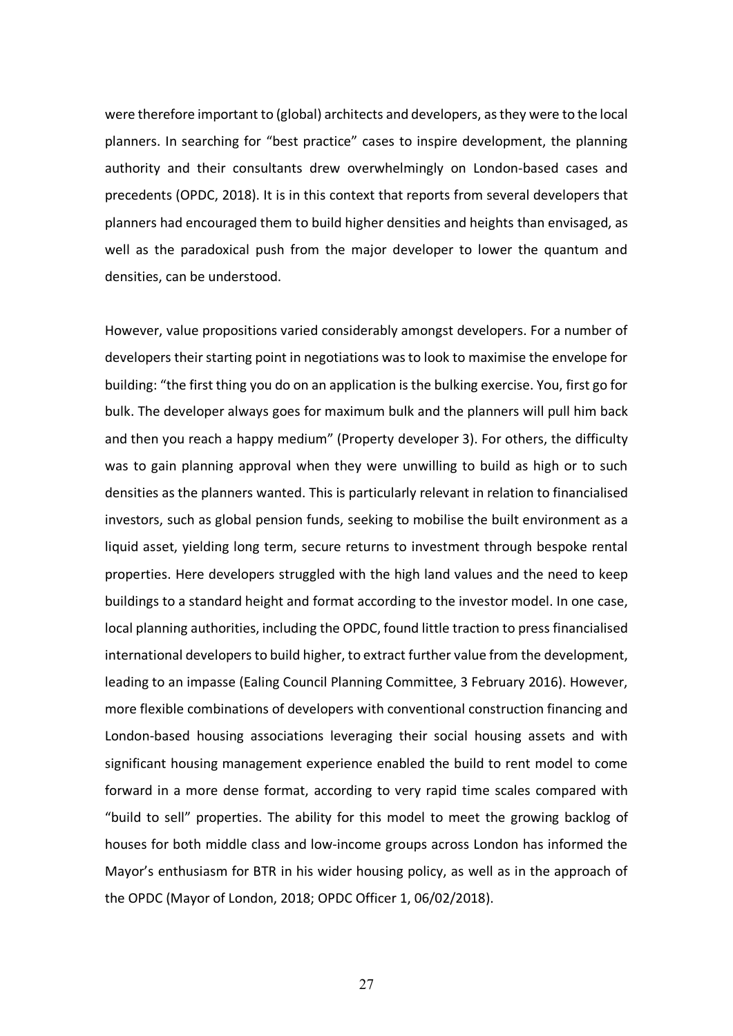were therefore important to (global) architects and developers, as they were to the local planners. In searching for "best practice" cases to inspire development, the planning authority and their consultants drew overwhelmingly on London-based cases and precedents (OPDC, 2018). It is in this context that reports from several developers that planners had encouraged them to build higher densities and heights than envisaged, as well as the paradoxical push from the major developer to lower the quantum and densities, can be understood.

However, value propositions varied considerably amongst developers. For a number of developers their starting point in negotiations was to look to maximise the envelope for building: "the first thing you do on an application is the bulking exercise. You, first go for bulk. The developer always goes for maximum bulk and the planners will pull him back and then you reach a happy medium" (Property developer 3). For others, the difficulty was to gain planning approval when they were unwilling to build as high or to such densities as the planners wanted. This is particularly relevant in relation to financialised investors, such as global pension funds, seeking to mobilise the built environment as a liquid asset, yielding long term, secure returns to investment through bespoke rental properties. Here developers struggled with the high land values and the need to keep buildings to a standard height and format according to the investor model. In one case, local planning authorities, including the OPDC, found little traction to press financialised international developers to build higher, to extract further value from the development, leading to an impasse (Ealing Council Planning Committee, 3 February 2016). However, more flexible combinations of developers with conventional construction financing and London-based housing associations leveraging their social housing assets and with significant housing management experience enabled the build to rent model to come forward in a more dense format, according to very rapid time scales compared with "build to sell" properties. The ability for this model to meet the growing backlog of houses for both middle class and low-income groups across London has informed the Mayor's enthusiasm for BTR in his wider housing policy, as well as in the approach of the OPDC (Mayor of London, 2018; OPDC Officer 1, 06/02/2018).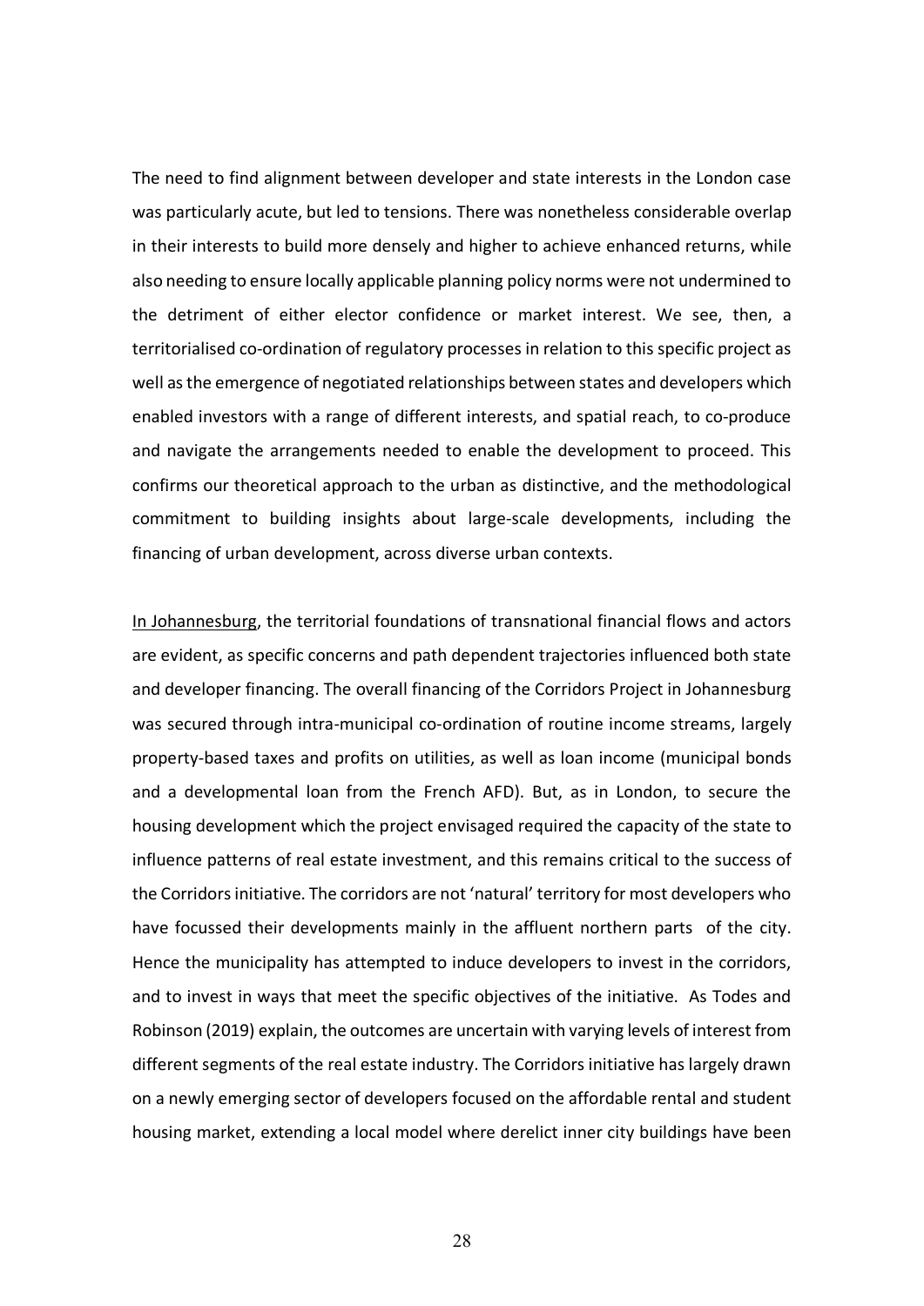The need to find alignment between developer and state interests in the London case was particularly acute, but led to tensions. There was nonetheless considerable overlap in their interests to build more densely and higher to achieve enhanced returns, while also needing to ensure locally applicable planning policy norms were not undermined to the detriment of either elector confidence or market interest. We see, then, a territorialised co-ordination of regulatory processes in relation to this specific project as well as the emergence of negotiated relationships between states and developers which enabled investors with a range of different interests, and spatial reach, to co-produce and navigate the arrangements needed to enable the development to proceed. This confirms our theoretical approach to the urban as distinctive, and the methodological commitment to building insights about large-scale developments, including the financing of urban development, across diverse urban contexts.

In Johannesburg, the territorial foundations of transnational financial flows and actors are evident, as specific concerns and path dependent trajectories influenced both state and developer financing. The overall financing of the Corridors Project in Johannesburg was secured through intra-municipal co-ordination of routine income streams, largely property-based taxes and profits on utilities, as well as loan income (municipal bonds and a developmental loan from the French AFD). But, as in London, to secure the housing development which the project envisaged required the capacity of the state to influence patterns of real estate investment, and this remains critical to the success of the Corridors initiative. The corridors are not 'natural' territory for most developers who have focussed their developments mainly in the affluent northern parts of the city. Hence the municipality has attempted to induce developers to invest in the corridors, and to invest in ways that meet the specific objectives of the initiative. As Todes and Robinson (2019) explain, the outcomes are uncertain with varying levels of interest from different segments of the real estate industry. The Corridors initiative has largely drawn on a newly emerging sector of developers focused on the affordable rental and student housing market, extending a local model where derelict inner city buildings have been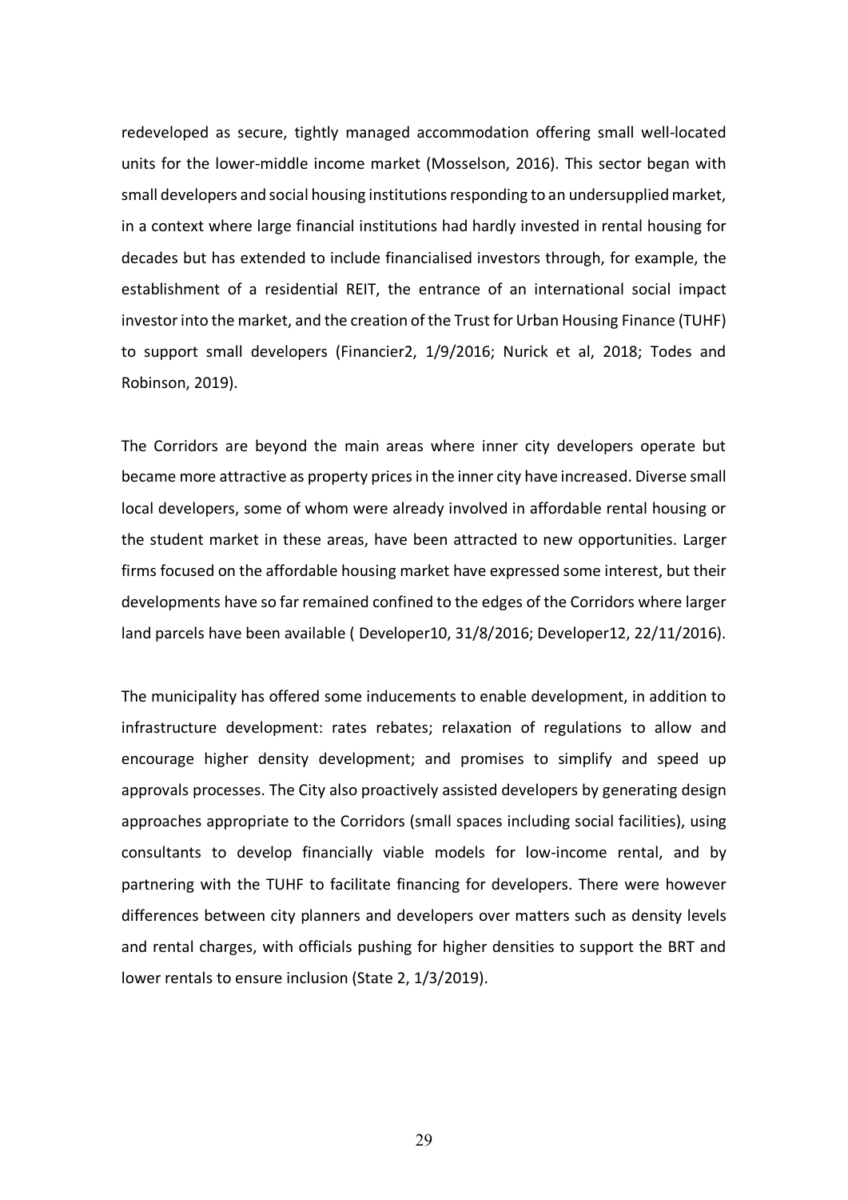redeveloped as secure, tightly managed accommodation offering small well-located units for the lower-middle income market (Mosselson, 2016). This sector began with small developers and social housing institutions responding to an undersupplied market, in a context where large financial institutions had hardly invested in rental housing for decades but has extended to include financialised investors through, for example, the establishment of a residential REIT, the entrance of an international social impact investor into the market, and the creation of the Trust for Urban Housing Finance (TUHF) to support small developers (Financier2, 1/9/2016; Nurick et al, 2018; Todes and Robinson, 2019).

The Corridors are beyond the main areas where inner city developers operate but became more attractive as property prices in the inner city have increased. Diverse small local developers, some of whom were already involved in affordable rental housing or the student market in these areas, have been attracted to new opportunities. Larger firms focused on the affordable housing market have expressed some interest, but their developments have so far remained confined to the edges of the Corridors where larger land parcels have been available ( Developer10, 31/8/2016; Developer12, 22/11/2016).

The municipality has offered some inducements to enable development, in addition to infrastructure development: rates rebates; relaxation of regulations to allow and encourage higher density development; and promises to simplify and speed up approvals processes. The City also proactively assisted developers by generating design approaches appropriate to the Corridors (small spaces including social facilities), using consultants to develop financially viable models for low-income rental, and by partnering with the TUHF to facilitate financing for developers. There were however differences between city planners and developers over matters such as density levels and rental charges, with officials pushing for higher densities to support the BRT and lower rentals to ensure inclusion (State 2, 1/3/2019).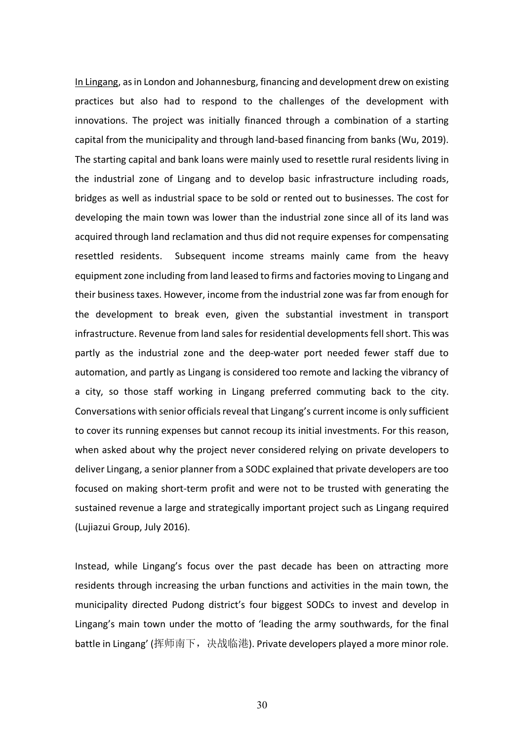In Lingang, as in London and Johannesburg, financing and development drew on existing practices but also had to respond to the challenges of the development with innovations. The project was initially financed through a combination of a starting capital from the municipality and through land-based financing from banks (Wu, 2019). The starting capital and bank loans were mainly used to resettle rural residents living in the industrial zone of Lingang and to develop basic infrastructure including roads, bridges as well as industrial space to be sold or rented out to businesses. The cost for developing the main town was lower than the industrial zone since all of its land was acquired through land reclamation and thus did not require expenses for compensating resettled residents. Subsequent income streams mainly came from the heavy equipment zone including from land leased to firms and factories moving to Lingang and their business taxes. However, income from the industrial zone was far from enough for the development to break even, given the substantial investment in transport infrastructure. Revenue from land sales for residential developments fell short. This was partly as the industrial zone and the deep-water port needed fewer staff due to automation, and partly as Lingang is considered too remote and lacking the vibrancy of a city, so those staff working in Lingang preferred commuting back to the city. Conversations with senior officials reveal that Lingang's current income is only sufficient to cover its running expenses but cannot recoup its initial investments. For this reason, when asked about why the project never considered relying on private developers to deliver Lingang, a senior planner from a SODC explained that private developers are too focused on making short-term profit and were not to be trusted with generating the sustained revenue a large and strategically important project such as Lingang required (Lujiazui Group, July 2016).

Instead, while Lingang's focus over the past decade has been on attracting more residents through increasing the urban functions and activities in the main town, the municipality directed Pudong district's four biggest SODCs to invest and develop in Lingang's main town under the motto of 'leading the army southwards, for the final battle in Lingang' (挥师南下，决战临港). Private developers played a more minor role.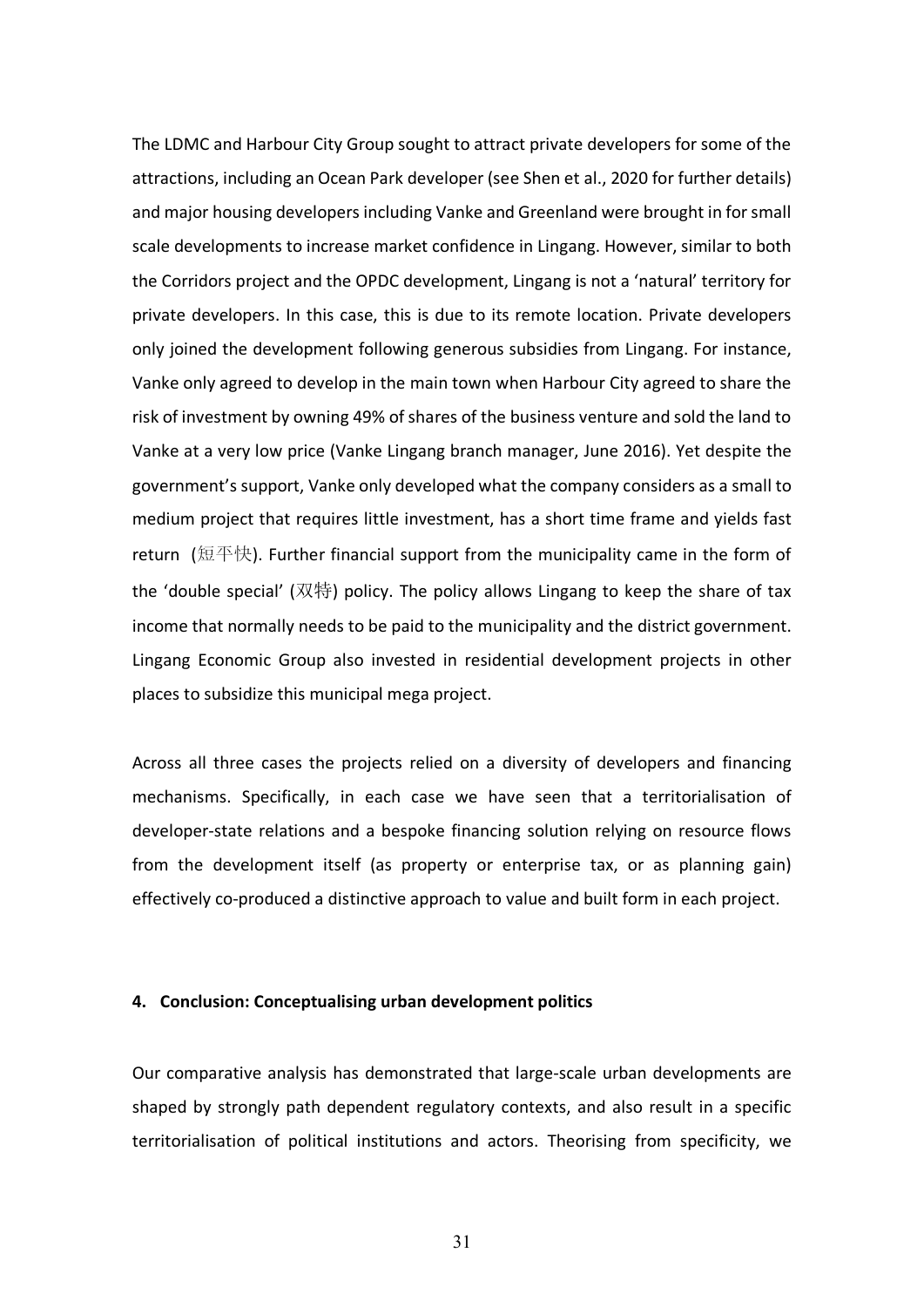The LDMC and Harbour City Group sought to attract private developers for some of the attractions, including an Ocean Park developer (see Shen et al., 2020 for further details) and major housing developers including Vanke and Greenland were brought in for small scale developments to increase market confidence in Lingang. However, similar to both the Corridors project and the OPDC development, Lingang is not a 'natural' territory for private developers. In this case, this is due to its remote location. Private developers only joined the development following generous subsidies from Lingang. For instance, Vanke only agreed to develop in the main town when Harbour City agreed to share the risk of investment by owning 49% of shares of the business venture and sold the land to Vanke at a very low price (Vanke Lingang branch manager, June 2016). Yet despite the government's support, Vanke only developed what the company considers as a small to medium project that requires little investment, has a short time frame and yields fast return (短平快). Further financial support from the municipality came in the form of the 'double special' (双特) policy. The policy allows Lingang to keep the share of tax income that normally needs to be paid to the municipality and the district government. Lingang Economic Group also invested in residential development projects in other places to subsidize this municipal mega project.

Across all three cases the projects relied on a diversity of developers and financing mechanisms. Specifically, in each case we have seen that a territorialisation of developer-state relations and a bespoke financing solution relying on resource flows from the development itself (as property or enterprise tax, or as planning gain) effectively co-produced a distinctive approach to value and built form in each project.

## 4. Conclusion: Conceptualising urban development politics

Our comparative analysis has demonstrated that large-scale urban developments are shaped by strongly path dependent regulatory contexts, and also result in a specific territorialisation of political institutions and actors. Theorising from specificity, we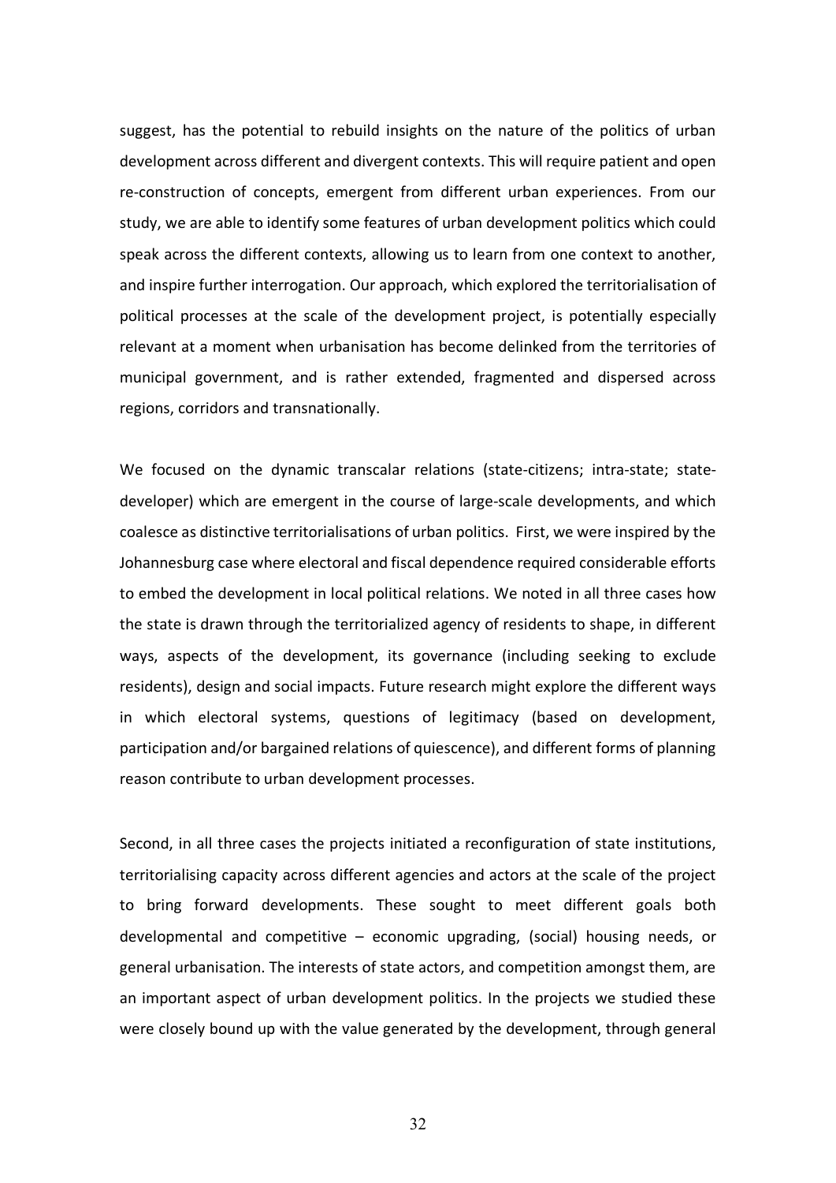suggest, has the potential to rebuild insights on the nature of the politics of urban development across different and divergent contexts. This will require patient and open re-construction of concepts, emergent from different urban experiences. From our study, we are able to identify some features of urban development politics which could speak across the different contexts, allowing us to learn from one context to another, and inspire further interrogation. Our approach, which explored the territorialisation of political processes at the scale of the development project, is potentially especially relevant at a moment when urbanisation has become delinked from the territories of municipal government, and is rather extended, fragmented and dispersed across regions, corridors and transnationally.

We focused on the dynamic transcalar relations (state-citizens; intra-state; state-developer) which are emergent in the course of large-scale developments, and which coalesce as distinctive territorialisations of urban politics. First, we were inspired by the Johannesburg case where electoral and fiscal dependence required considerable efforts to embed the development in local political relations. We noted in all three cases how the state is drawn through the territorialized agency of residents to shape, in different ways, aspects of the development, its governance (including seeking to exclude residents), design and social impacts. Future research might explore the different ways in which electoral systems, questions of legitimacy (based on development, participation and/or bargained relations of quiescence), and different forms of planning reason contribute to urban development processes.

Second, in all three cases the projects initiated a reconfiguration of state institutions, territorialising capacity across different agencies and actors at the scale of the project to bring forward developments. These sought to meet different goals both developmental and competitive – economic upgrading, (social) housing needs, or general urbanisation. The interests of state actors, and competition amongst them, are an important aspect of urban development politics. In the projects we studied these were closely bound up with the value generated by the development, through general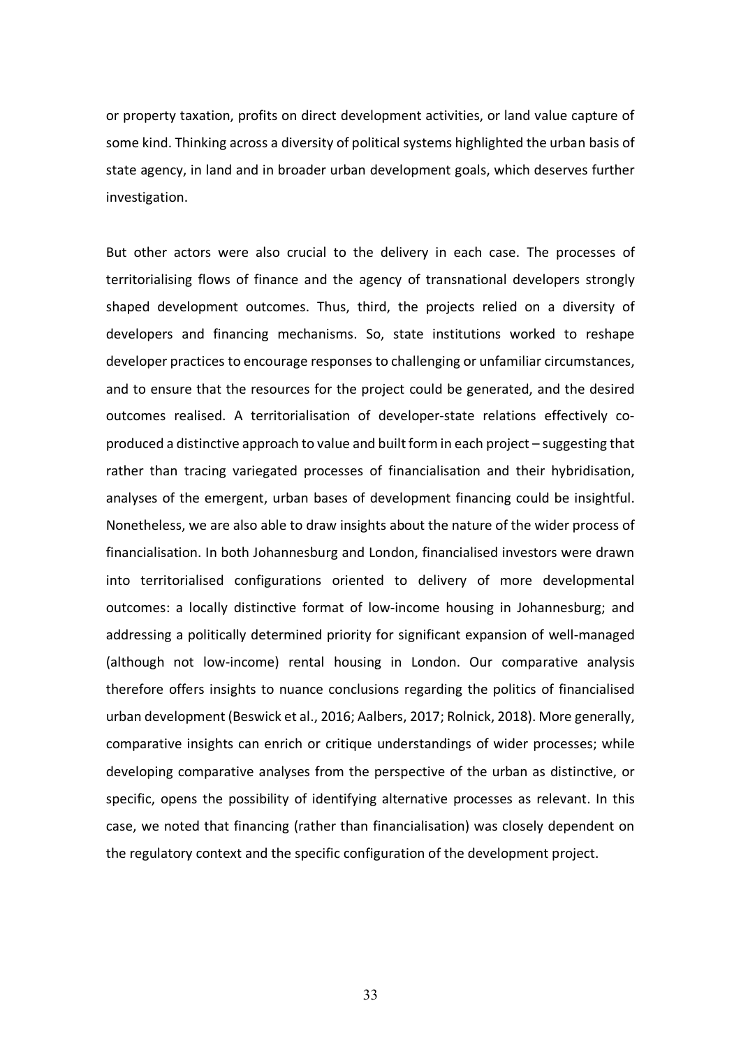or property taxation, profits on direct development activities, or land value capture of some kind. Thinking across a diversity of political systems highlighted the urban basis of state agency, in land and in broader urban development goals, which deserves further investigation.

But other actors were also crucial to the delivery in each case. The processes of territorialising flows of finance and the agency of transnational developers strongly shaped development outcomes. Thus, third, the projects relied on a diversity of developers and financing mechanisms. So, state institutions worked to reshape developer practices to encourage responses to challenging or unfamiliar circumstances, and to ensure that the resources for the project could be generated, and the desired outcomes realised. A territorialisation of developer-state relations effectively co-produced a distinctive approach to value and built form in each project – suggesting that rather than tracing variegated processes of financialisation and their hybridisation, analyses of the emergent, urban bases of development financing could be insightful. Nonetheless, we are also able to draw insights about the nature of the wider process of financialisation. In both Johannesburg and London, financialised investors were drawn into territorialised configurations oriented to delivery of more developmental outcomes: a locally distinctive format of low-income housing in Johannesburg; and addressing a politically determined priority for significant expansion of well-managed (although not low-income) rental housing in London. Our comparative analysis therefore offers insights to nuance conclusions regarding the politics of financialised urban development (Beswick et al., 2016; Aalbers, 2017; Rolnick, 2018). More generally, comparative insights can enrich or critique understandings of wider processes; while developing comparative analyses from the perspective of the urban as distinctive, or specific, opens the possibility of identifying alternative processes as relevant. In this case, we noted that financing (rather than financialisation) was closely dependent on the regulatory context and the specific configuration of the development project.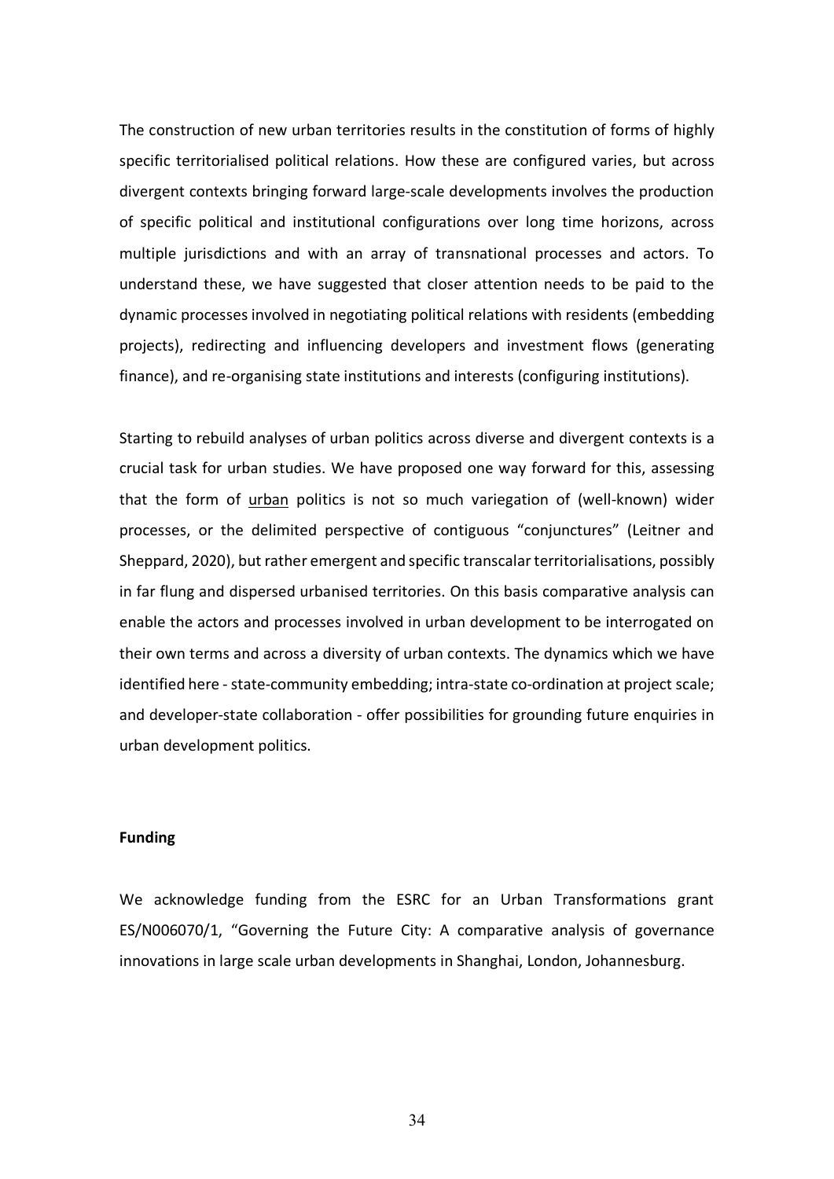The construction of new urban territories results in the constitution of forms of highly specific territorialised political relations. How these are configured varies, but across divergent contexts bringing forward large-scale developments involves the production of specific political and institutional configurations over long time horizons, across multiple jurisdictions and with an array of transnational processes and actors. To understand these, we have suggested that closer attention needs to be paid to the dynamic processes involved in negotiating political relations with residents (embedding projects), redirecting and influencing developers and investment flows (generating finance), and re-organising state institutions and interests (configuring institutions).

Starting to rebuild analyses of urban politics across diverse and divergent contexts is a crucial task for urban studies. We have proposed one way forward for this, assessing that the form of <u>urban</u> politics is not so much variegation of (well-known) wider processes, or the delimited perspective of contiguous "conjunctures" (Leitner and Sheppard, 2020), but rather emergent and specific transcalar territorialisations, possibly in far flung and dispersed urbanised territories. On this basis comparative analysis can enable the actors and processes involved in urban development to be interrogated on their own terms and across a diversity of urban contexts. The dynamics which we have identified here - state-community embedding; intra-state co-ordination at project scale; and developer-state collaboration - offer possibilities for grounding future enquiries in urban development politics.

**Funding**

We acknowledge funding from the ESRC for an Urban Transformations grant ES/N006070/1, "Governing the Future City: A comparative analysis of governance innovations in large scale urban developments in Shanghai, London, Johannesburg.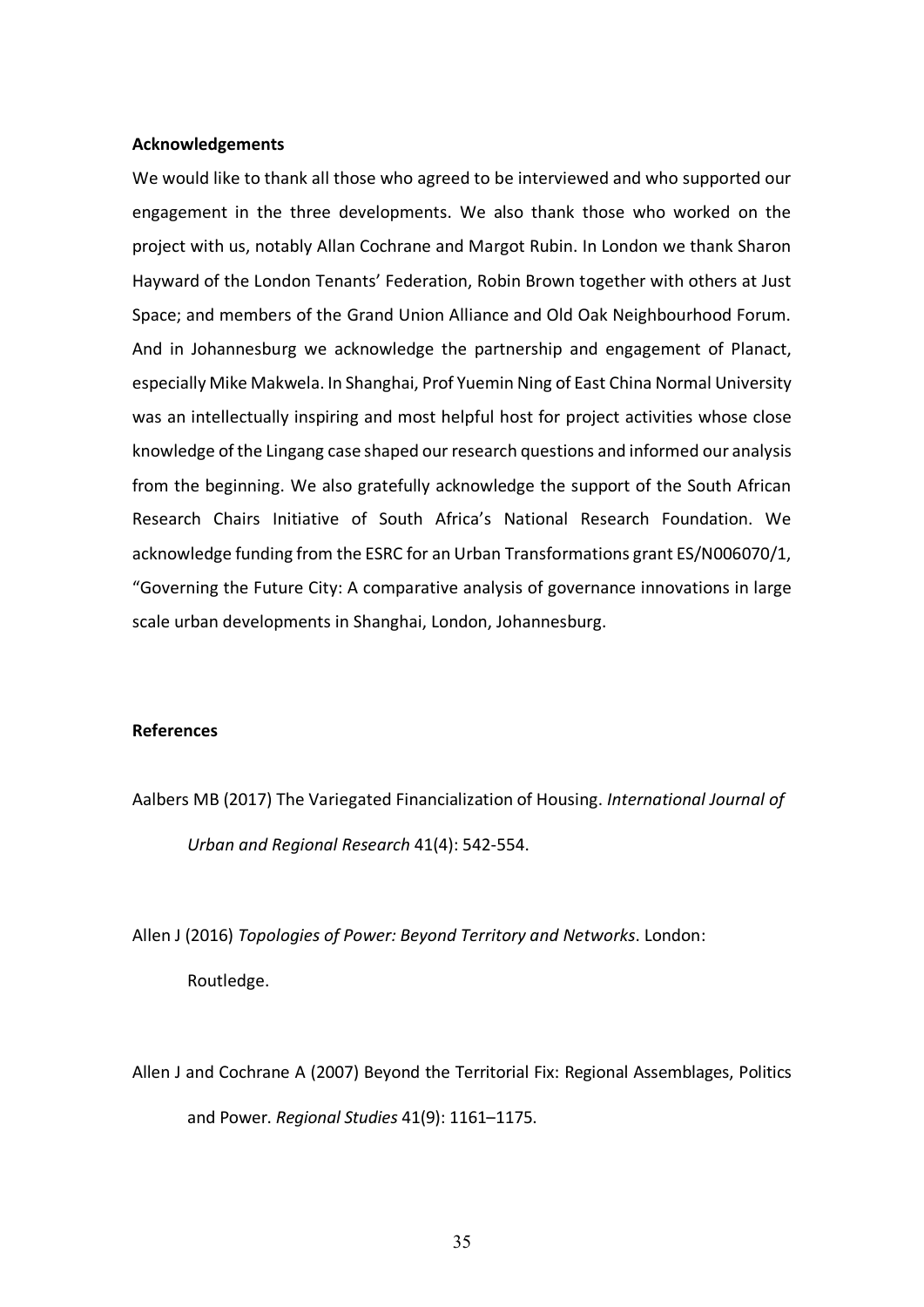**Acknowledgements**

We would like to thank all those who agreed to be interviewed and who supported our engagement in the three developments. We also thank those who worked on the project with us, notably Allan Cochrane and Margot Rubin. In London we thank Sharon Hayward of the London Tenants' Federation, Robin Brown together with others at Just Space; and members of the Grand Union Alliance and Old Oak Neighbourhood Forum. And in Johannesburg we acknowledge the partnership and engagement of Planact, especially Mike Makwela. In Shanghai, Prof Yuemin Ning of East China Normal University was an intellectually inspiring and most helpful host for project activities whose close knowledge of the Lingang case shaped our research questions and informed our analysis from the beginning. We also gratefully acknowledge the support of the South African Research Chairs Initiative of South Africa's National Research Foundation. We acknowledge funding from the ESRC for an Urban Transformations grant ES/N006070/1, "Governing the Future City: A comparative analysis of governance innovations in large scale urban developments in Shanghai, London, Johannesburg.

**References**

Aalbers MB (2017) The Variegated Financialization of Housing. *International Journal of Urban and Regional Research* 41(4): 542-554.

Allen J (2016) *Topologies of Power: Beyond Territory and Networks*. London: Routledge.

Allen J and Cochrane A (2007) Beyond the Territorial Fix: Regional Assemblages, Politics and Power. *Regional Studies* 41(9): 1161–1175.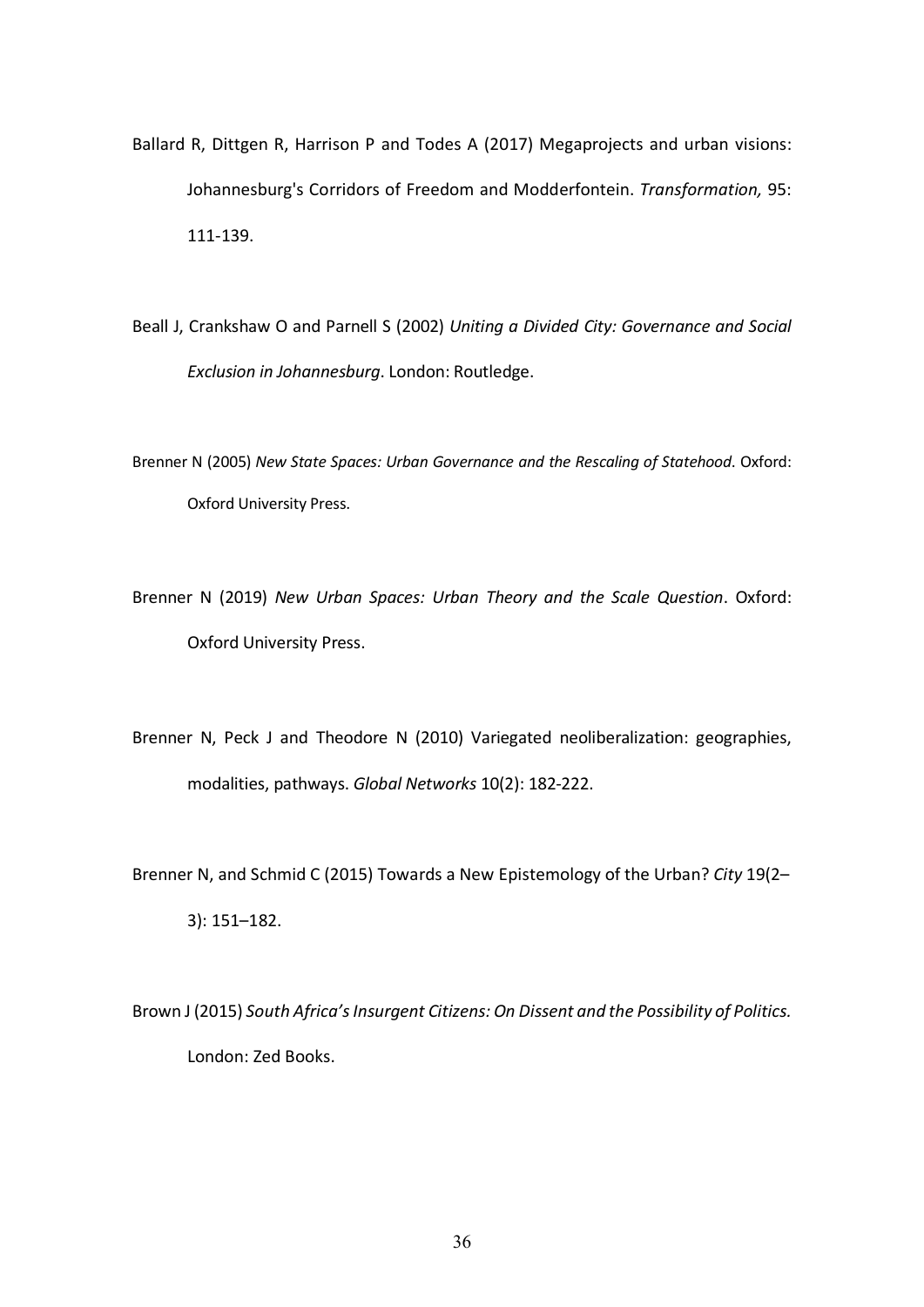Ballard R, Dittgen R, Harrison P and Todes A (2017) Megaprojects and urban visions: Johannesburg's Corridors of Freedom and Modderfontein. *Transformation,* 95: 111-139.

Beall J, Crankshaw O and Parnell S (2002) *Uniting a Divided City: Governance and Social Exclusion in Johannesburg*. London: Routledge.

Brenner N (2005) *New State Spaces: Urban Governance and the Rescaling of Statehood*. Oxford: Oxford University Press.

Brenner N (2019) *New Urban Spaces: Urban Theory and the Scale Question*. Oxford: Oxford University Press.

Brenner N, Peck J and Theodore N (2010) Variegated neoliberalization: geographies, modalities, pathways. *Global Networks* 10(2): 182-222.

Brenner N, and Schmid C (2015) Towards a New Epistemology of the Urban? *City* 19(2–3): 151–182.

Brown J (2015) *South Africa's Insurgent Citizens: On Dissent and the Possibility of Politics.* London: Zed Books.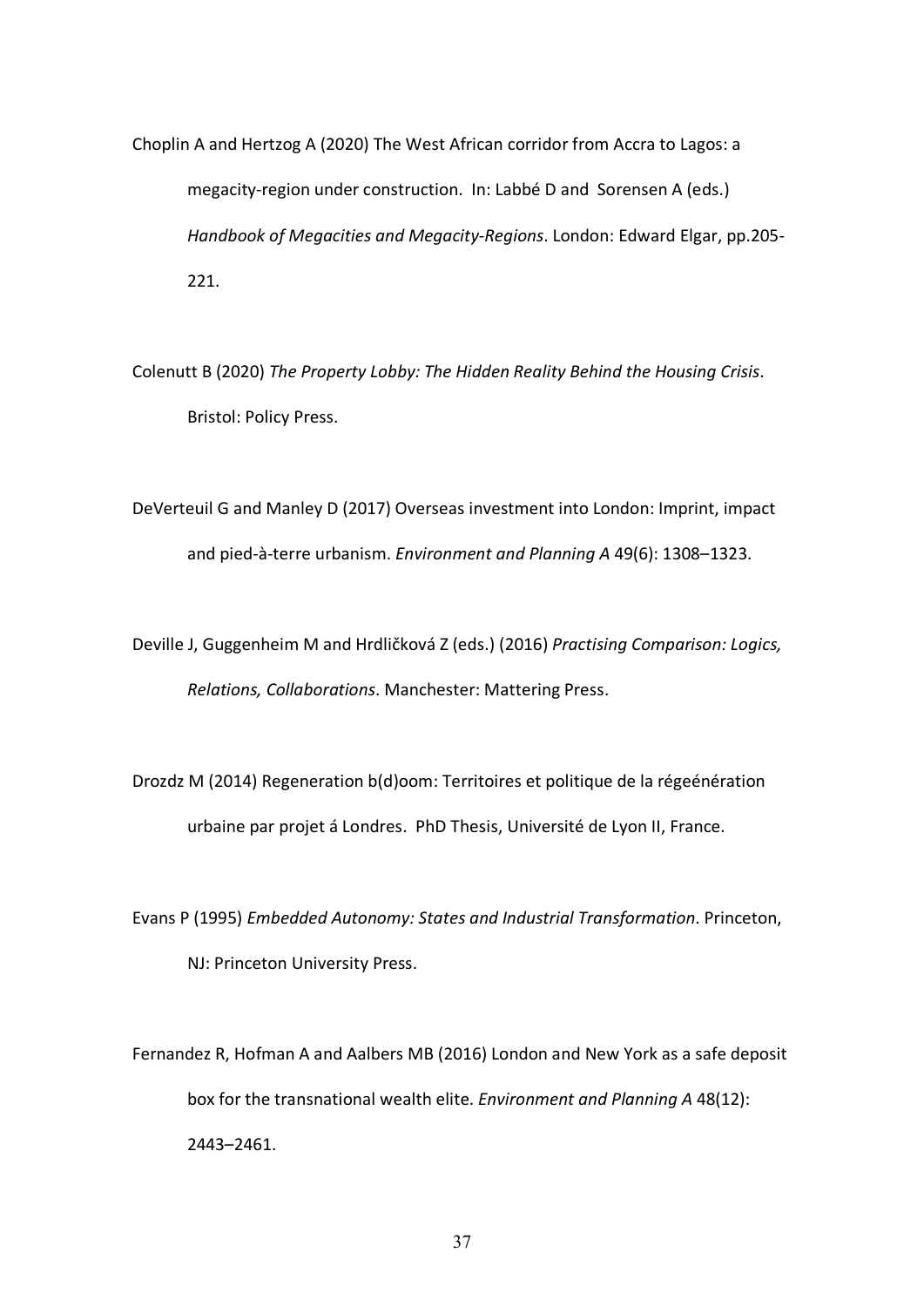Choplin A and Hertzog A (2020) The West African corridor from Accra to Lagos: a megacity-region under construction. In: Labbé D and Sorensen A (eds.) *Handbook of Megacities and Megacity-Regions*. London: Edward Elgar, pp.205-221.

Colenutt B (2020) *The Property Lobby: The Hidden Reality Behind the Housing Crisis*. Bristol: Policy Press.

DeVerteuil G and Manley D (2017) Overseas investment into London: Imprint, impact and pied-à-terre urbanism. *Environment and Planning A* 49(6): 1308–1323.

Deville J, Guggenheim M and Hrdličková Z (eds.) (2016) *Practising Comparison: Logics, Relations, Collaborations*. Manchester: Mattering Press.

Drozdz M (2014) Regeneration b(d)oom: Territoires et politique de la régeénération urbaine par projet á Londres. PhD Thesis, Université de Lyon II, France.

Evans P (1995) *Embedded Autonomy: States and Industrial Transformation*. Princeton, NJ: Princeton University Press.

Fernandez R, Hofman A and Aalbers MB (2016) London and New York as a safe deposit box for the transnational wealth elite. *Environment and Planning A* 48(12): 2443–2461.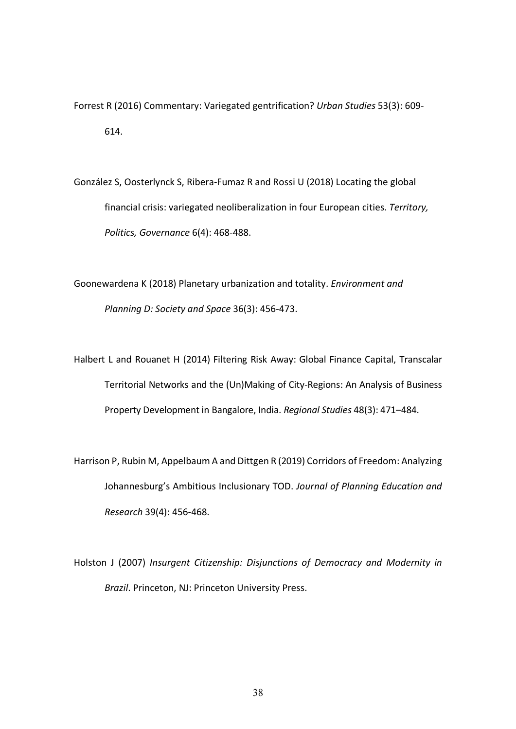Forrest R (2016) Commentary: Variegated gentrification? *Urban Studies* 53(3): 609-614.

González S, Oosterlynck S, Ribera-Fumaz R and Rossi U (2018) Locating the global financial crisis: variegated neoliberalization in four European cities. *Territory, Politics, Governance* 6(4): 468-488.

Goonewardena K (2018) Planetary urbanization and totality. *Environment and Planning D: Society and Space* 36(3): 456-473.

Halbert L and Rouanet H (2014) Filtering Risk Away: Global Finance Capital, Transcalar Territorial Networks and the (Un)Making of City-Regions: An Analysis of Business Property Development in Bangalore, India. *Regional Studies* 48(3): 471–484.

Harrison P, Rubin M, Appelbaum A and Dittgen R (2019) Corridors of Freedom: Analyzing Johannesburg's Ambitious Inclusionary TOD. *Journal of Planning Education and Research* 39(4): 456-468.

Holston J (2007) *Insurgent Citizenship: Disjunctions of Democracy and Modernity in Brazil*. Princeton, NJ: Princeton University Press.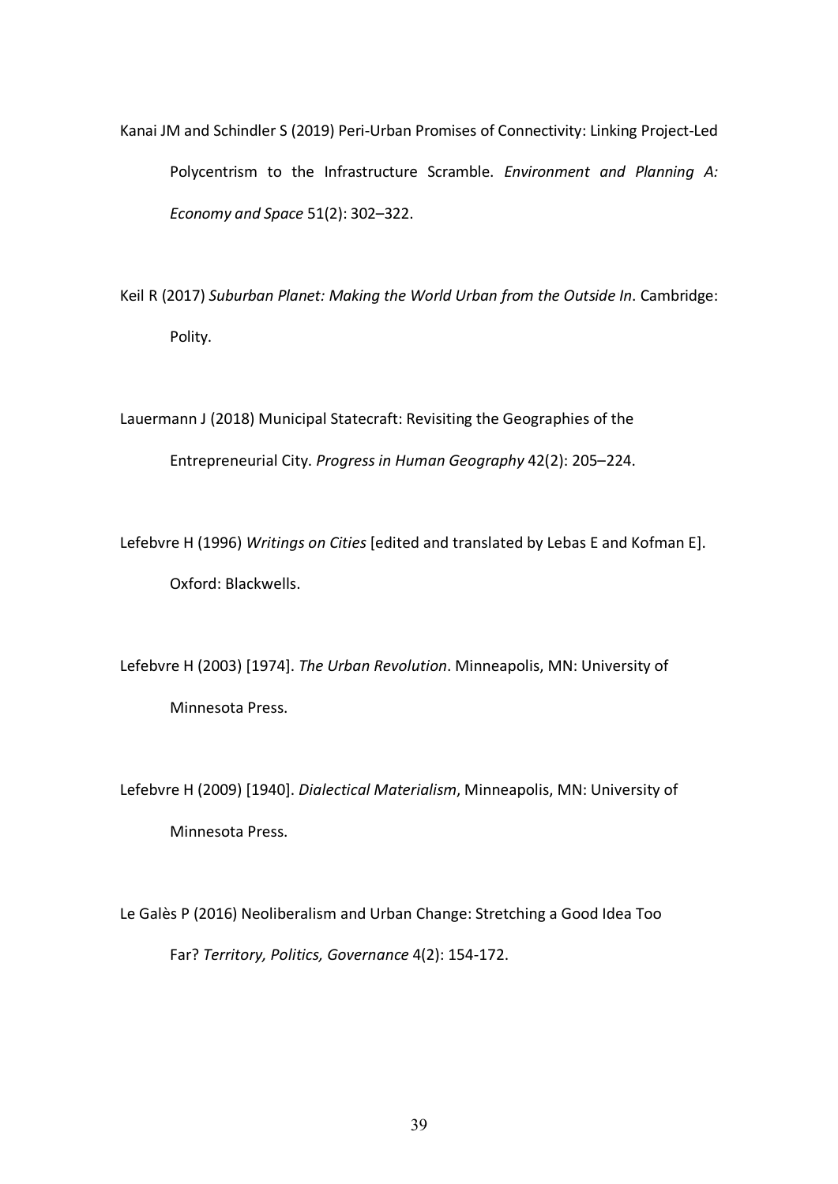Kanai JM and Schindler S (2019) Peri-Urban Promises of Connectivity: Linking Project-Led Polycentrism to the Infrastructure Scramble. *Environment and Planning A: Economy and Space* 51(2): 302–322.

Keil R (2017) *Suburban Planet: Making the World Urban from the Outside In*. Cambridge: Polity.

Lauermann J (2018) Municipal Statecraft: Revisiting the Geographies of the Entrepreneurial City. *Progress in Human Geography* 42(2): 205–224.

Lefebvre H (1996) *Writings on Cities* [edited and translated by Lebas E and Kofman E]. Oxford: Blackwells.

Lefebvre H (2003) [1974]. *The Urban Revolution*. Minneapolis, MN: University of Minnesota Press.

Lefebvre H (2009) [1940]. *Dialectical Materialism*, Minneapolis, MN: University of Minnesota Press.

Le Galès P (2016) Neoliberalism and Urban Change: Stretching a Good Idea Too Far? *Territory, Politics, Governance* 4(2): 154-172.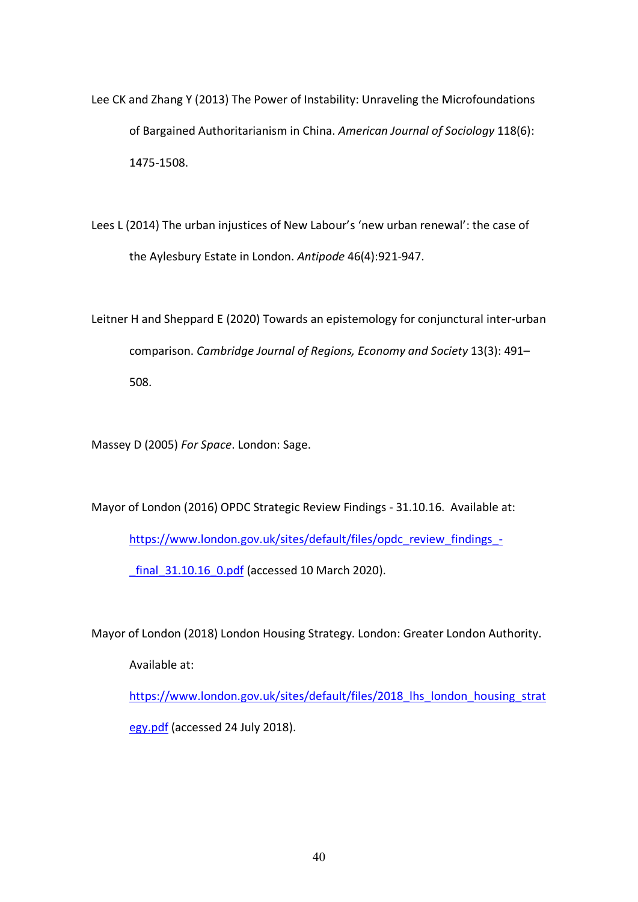Lee CK and Zhang Y (2013) The Power of Instability: Unraveling the Microfoundations of Bargained Authoritarianism in China. *American Journal of Sociology* 118(6): 1475-1508.

Lees L (2014) The urban injustices of New Labour's 'new urban renewal': the case of the Aylesbury Estate in London. *Antipode* 46(4):921-947.

Leitner H and Sheppard E (2020) Towards an epistemology for conjunctural inter-urban comparison. *Cambridge Journal of Regions, Economy and Society* 13(3): 491–508.

Massey D (2005) *For Space*. London: Sage.

Mayor of London (2016) OPDC Strategic Review Findings - 31.10.16. Available at: https://www.london.gov.uk/sites/default/files/opdc_review_findings_-_final_31.10.16_0.pdf (accessed 10 March 2020).

Mayor of London (2018) London Housing Strategy. London: Greater London Authority. Available at: https://www.london.gov.uk/sites/default/files/2018_lhs_london_housing_strategy.pdf (accessed 24 July 2018).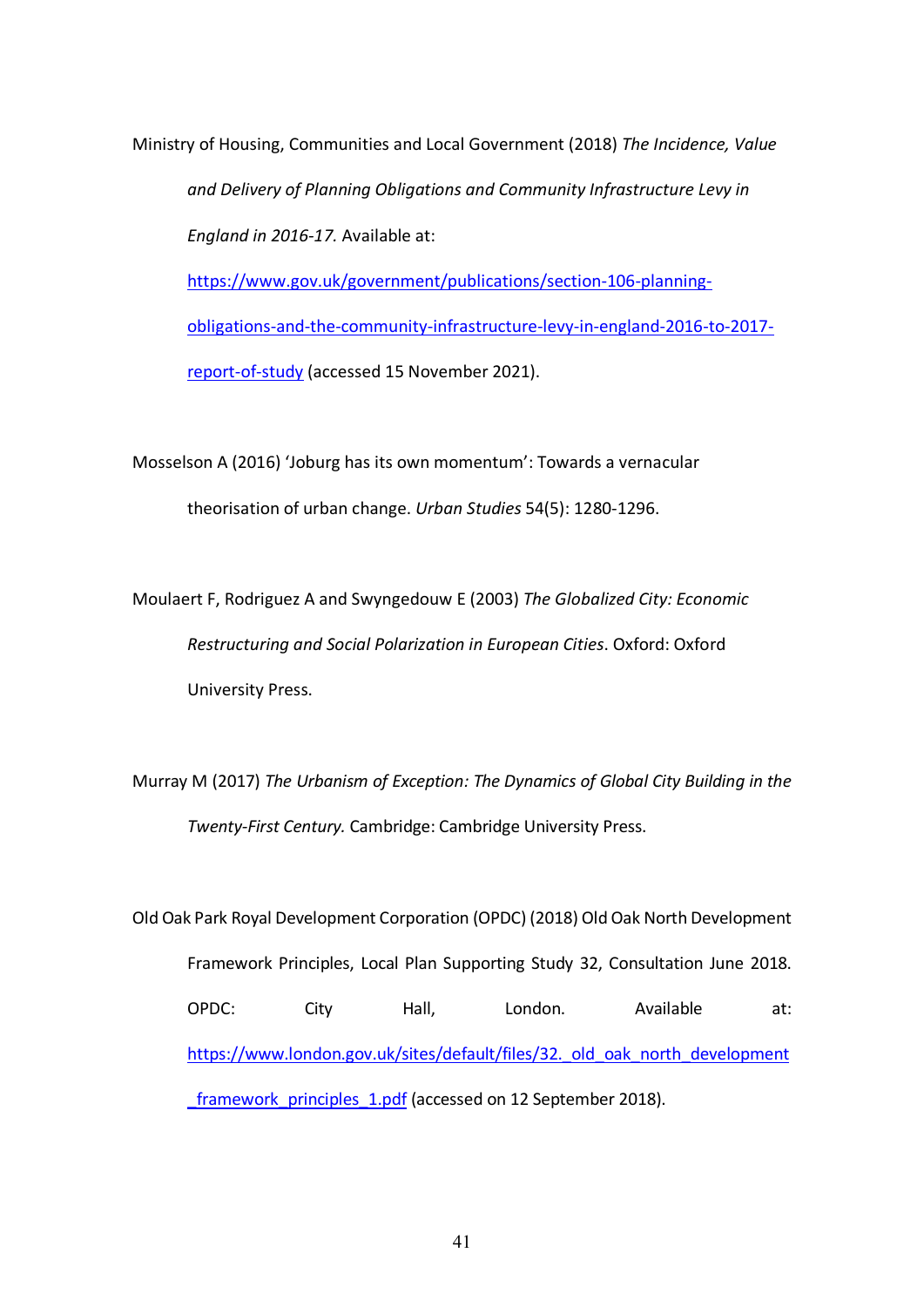Ministry of Housing, Communities and Local Government (2018) *The Incidence, Value and Delivery of Planning Obligations and Community Infrastructure Levy in England in 2016-17.* Available at: https://www.gov.uk/government/publications/section-106-planning-obligations-and-the-community-infrastructure-levy-in-england-2016-to-2017-report-of-study (accessed 15 November 2021).

Mosselson A (2016) 'Joburg has its own momentum': Towards a vernacular theorisation of urban change. *Urban Studies* 54(5): 1280-1296.

Moulaert F, Rodriguez A and Swyngedouw E (2003) *The Globalized City: Economic Restructuring and Social Polarization in European Cities*. Oxford: Oxford University Press.

Murray M (2017) *The Urbanism of Exception: The Dynamics of Global City Building in the Twenty-First Century.* Cambridge: Cambridge University Press.

Old Oak Park Royal Development Corporation (OPDC) (2018) Old Oak North Development Framework Principles, Local Plan Supporting Study 32, Consultation June 2018. OPDC: City Hall, London. Available at: https://www.london.gov.uk/sites/default/files/32._old_oak_north_development_framework_principles_1.pdf (accessed on 12 September 2018).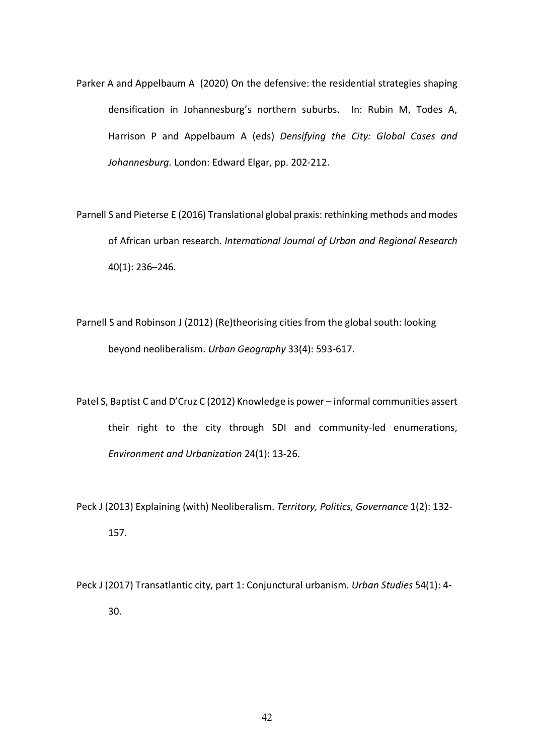Parker A and Appelbaum A (2020) On the defensive: the residential strategies shaping densification in Johannesburg's northern suburbs. In: Rubin M, Todes A, Harrison P and Appelbaum A (eds) *Densifying the City: Global Cases and Johannesburg.* London: Edward Elgar, pp. 202-212.

Parnell S and Pieterse E (2016) Translational global praxis: rethinking methods and modes of African urban research. *International Journal of Urban and Regional Research* 40(1): 236–246.

Parnell S and Robinson J (2012) (Re)theorising cities from the global south: looking beyond neoliberalism. *Urban Geography* 33(4): 593-617.

Patel S, Baptist C and D'Cruz C (2012) Knowledge is power – informal communities assert their right to the city through SDI and community-led enumerations, *Environment and Urbanization* 24(1): 13-26.

Peck J (2013) Explaining (with) Neoliberalism. *Territory, Politics, Governance* 1(2): 132-157.

Peck J (2017) Transatlantic city, part 1: Conjunctural urbanism. *Urban Studies* 54(1): 4-30.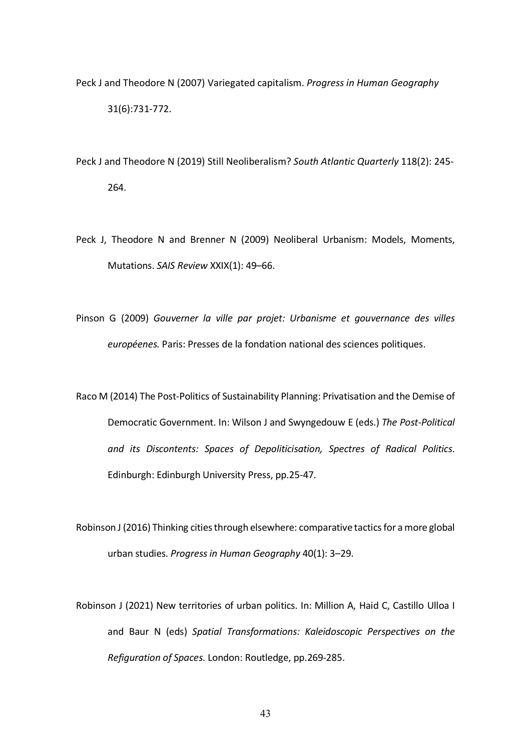Peck J and Theodore N (2007) Variegated capitalism. *Progress in Human Geography* 31(6):731-772.

Peck J and Theodore N (2019) Still Neoliberalism? *South Atlantic Quarterly* 118(2): 245-264.

Peck J, Theodore N and Brenner N (2009) Neoliberal Urbanism: Models, Moments, Mutations. *SAIS Review* XXIX(1): 49–66.

Pinson G (2009) *Gouverner la ville par projet: Urbanisme et gouvernance des villes européenes.* Paris: Presses de la fondation national des sciences politiques.

Raco M (2014) The Post-Politics of Sustainability Planning: Privatisation and the Demise of Democratic Government. In: Wilson J and Swyngedouw E (eds.) *The Post-Political and its Discontents: Spaces of Depoliticisation, Spectres of Radical Politics*. Edinburgh: Edinburgh University Press, pp.25-47.

Robinson J (2016) Thinking cities through elsewhere: comparative tactics for a more global urban studies. *Progress in Human Geography* 40(1): 3–29.

Robinson J (2021) New territories of urban politics. In: Million A, Haid C, Castillo Ulloa I and Baur N (eds) *Spatial Transformations: Kaleidoscopic Perspectives on the Refiguration of Spaces.* London: Routledge, pp.269-285.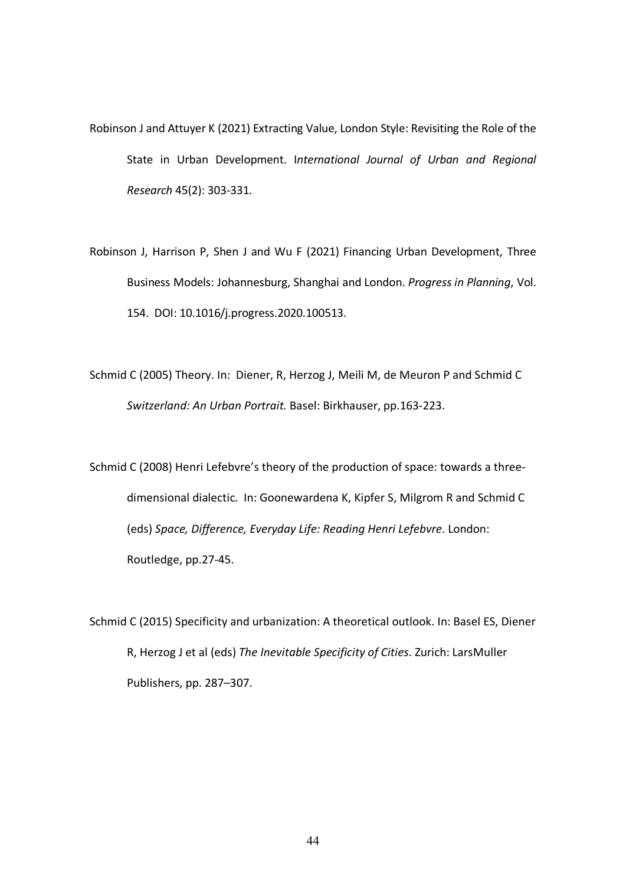Robinson J and Attuyer K (2021) Extracting Value, London Style: Revisiting the Role of the State in Urban Development. I*nternational Journal of Urban and Regional Research* 45(2): 303-331.

Robinson J, Harrison P, Shen J and Wu F (2021) Financing Urban Development, Three Business Models: Johannesburg, Shanghai and London. *Progress in Planning*, Vol. 154. DOI: 10.1016/j.progress.2020.100513.

Schmid C (2005) Theory. In: Diener, R, Herzog J, Meili M, de Meuron P and Schmid C *Switzerland: An Urban Portrait.* Basel: Birkhauser, pp.163-223.

Schmid C (2008) Henri Lefebvre's theory of the production of space: towards a three-dimensional dialectic. In: Goonewardena K, Kipfer S, Milgrom R and Schmid C (eds) *Space, Difference, Everyday Life: Reading Henri Lefebvre*. London: Routledge, pp.27-45.

Schmid C (2015) Specificity and urbanization: A theoretical outlook. In: Basel ES, Diener R, Herzog J et al (eds) *The Inevitable Specificity of Cities*. Zurich: LarsMuller Publishers, pp. 287–307.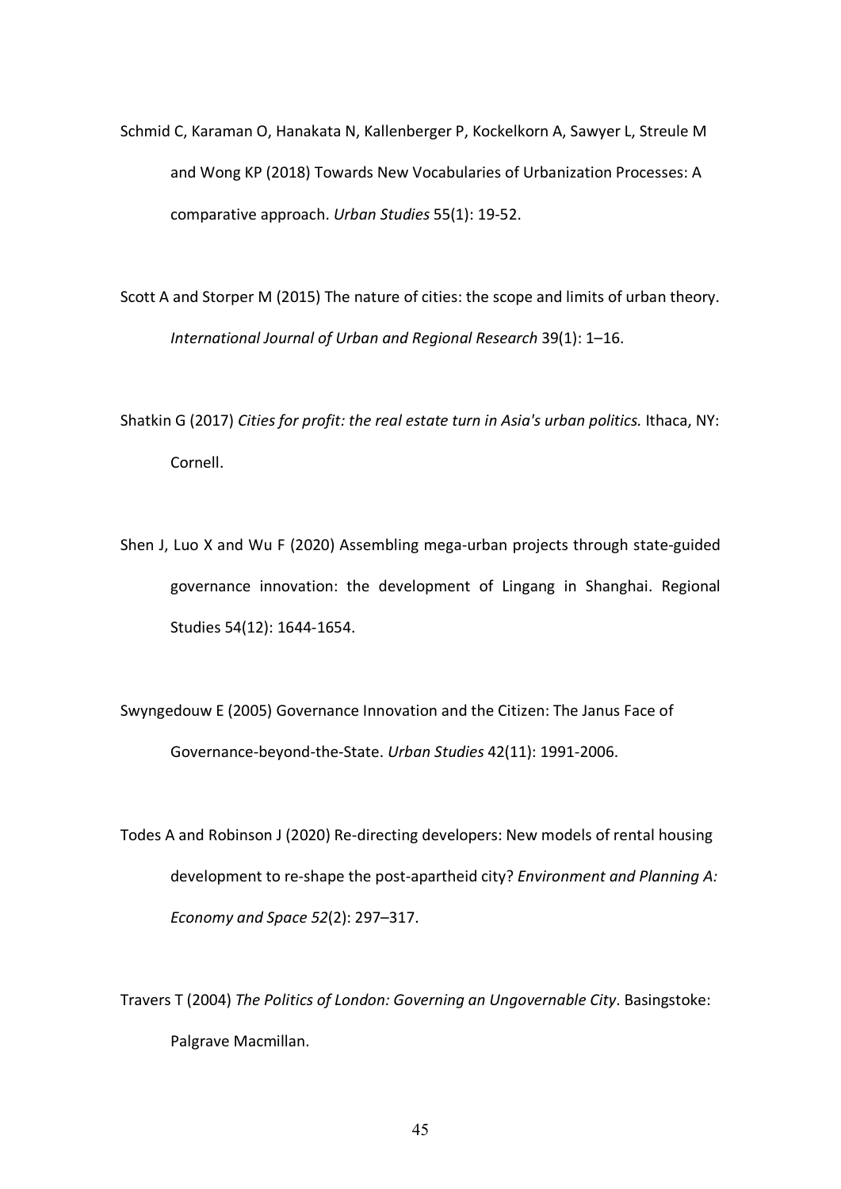Schmid C, Karaman O, Hanakata N, Kallenberger P, Kockelkorn A, Sawyer L, Streule M and Wong KP (2018) Towards New Vocabularies of Urbanization Processes: A comparative approach. *Urban Studies* 55(1): 19-52.

Scott A and Storper M (2015) The nature of cities: the scope and limits of urban theory. *International Journal of Urban and Regional Research* 39(1): 1–16.

Shatkin G (2017) *Cities for profit: the real estate turn in Asia's urban politics.* Ithaca, NY: Cornell.

Shen J, Luo X and Wu F (2020) Assembling mega-urban projects through state-guided governance innovation: the development of Lingang in Shanghai. Regional Studies 54(12): 1644-1654.

Swyngedouw E (2005) Governance Innovation and the Citizen: The Janus Face of Governance-beyond-the-State. *Urban Studies* 42(11): 1991-2006.

Todes A and Robinson J (2020) Re-directing developers: New models of rental housing development to re-shape the post-apartheid city? *Environment and Planning A: Economy and Space 52*(2): 297–317.

Travers T (2004) *The Politics of London: Governing an Ungovernable City*. Basingstoke: Palgrave Macmillan.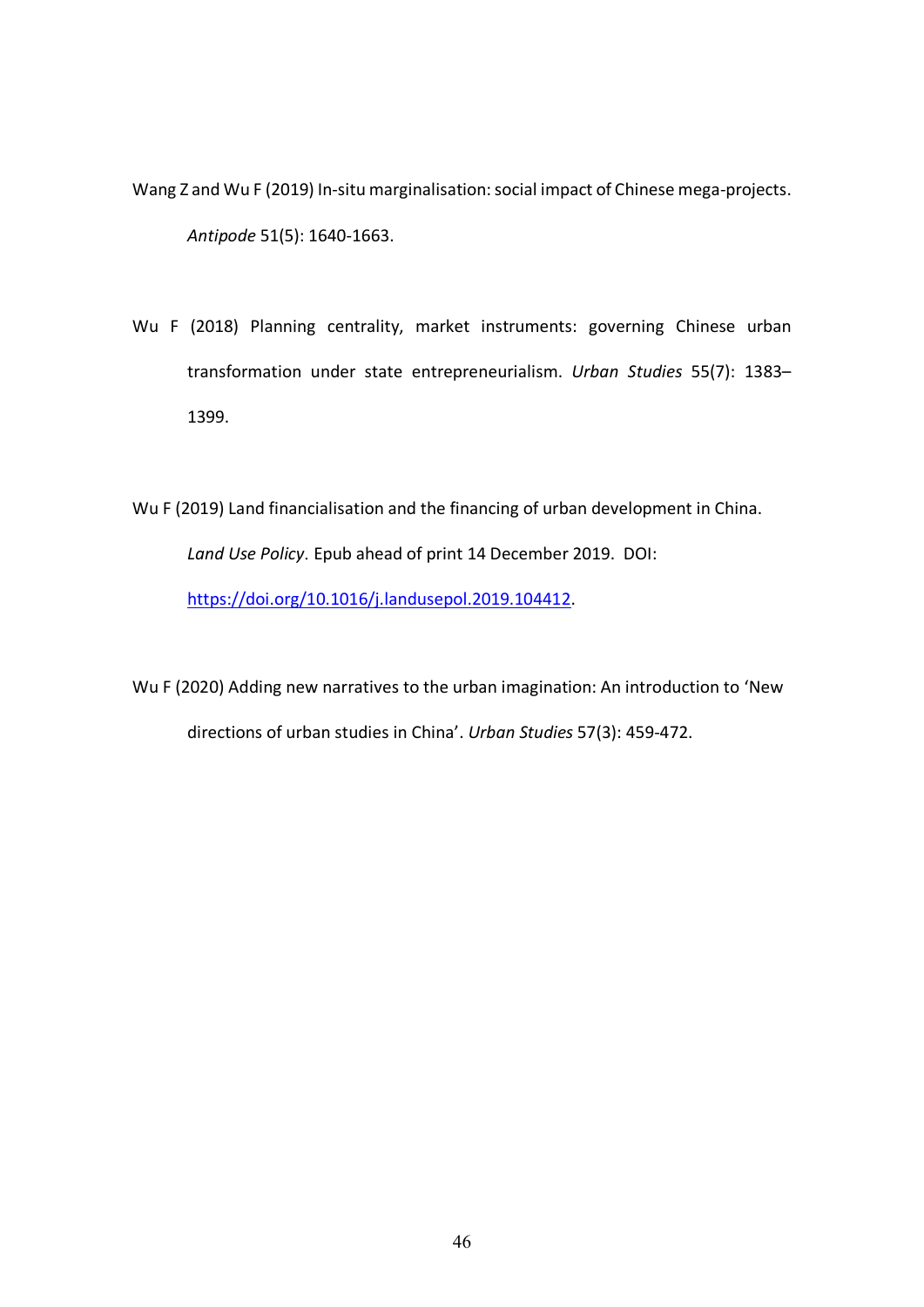Wang Z and Wu F (2019) In-situ marginalisation: social impact of Chinese mega-projects. *Antipode* 51(5): 1640-1663.

Wu F (2018) Planning centrality, market instruments: governing Chinese urban transformation under state entrepreneurialism. *Urban Studies* 55(7): 1383–1399.

Wu F (2019) Land financialisation and the financing of urban development in China. *Land Use Policy*. Epub ahead of print 14 December 2019. DOI: https://doi.org/10.1016/j.landusepol.2019.104412.

Wu F (2020) Adding new narratives to the urban imagination: An introduction to 'New directions of urban studies in China'. *Urban Studies* 57(3): 459-472.